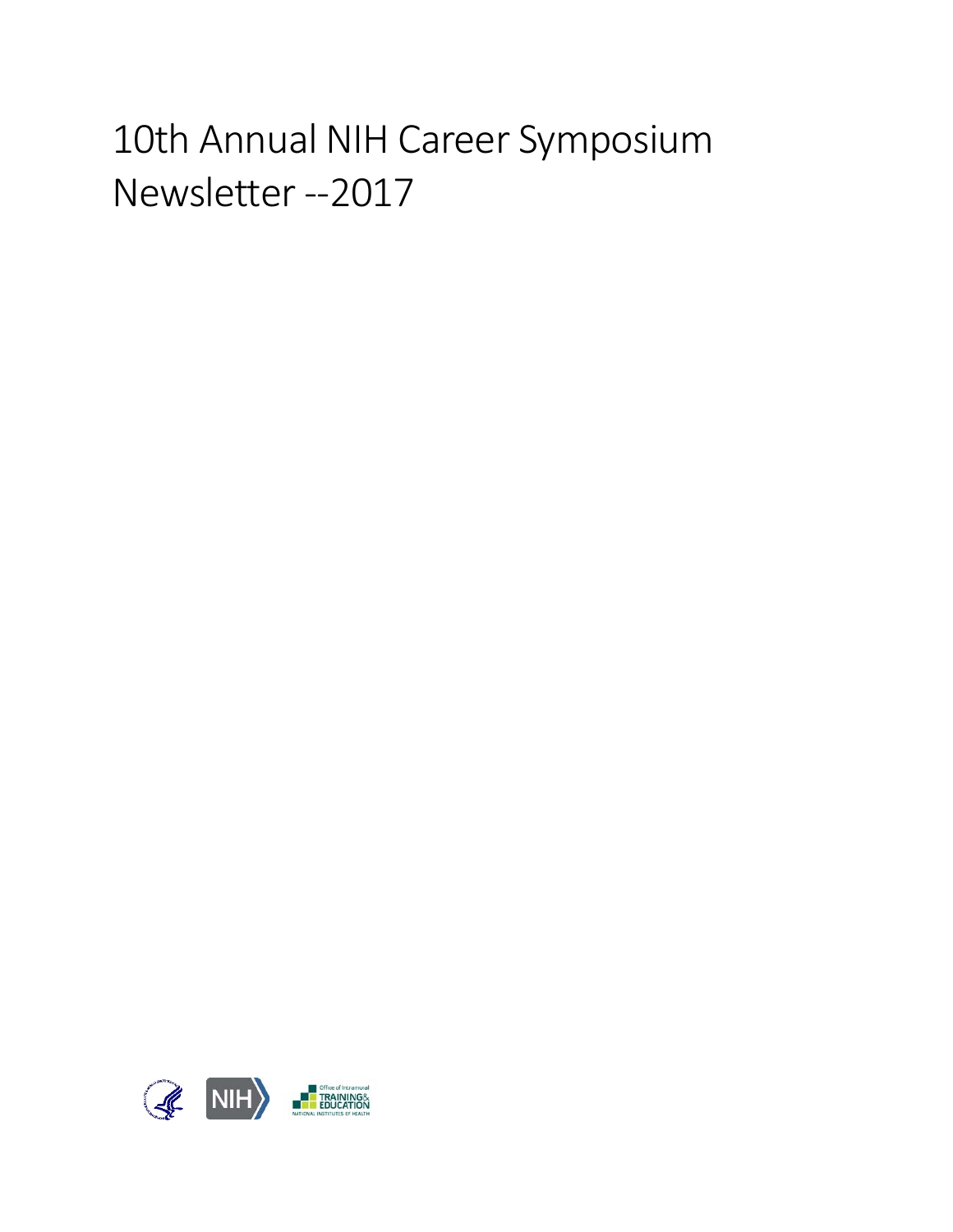# 10th Annual NIH Career Symposium Newsletter --2017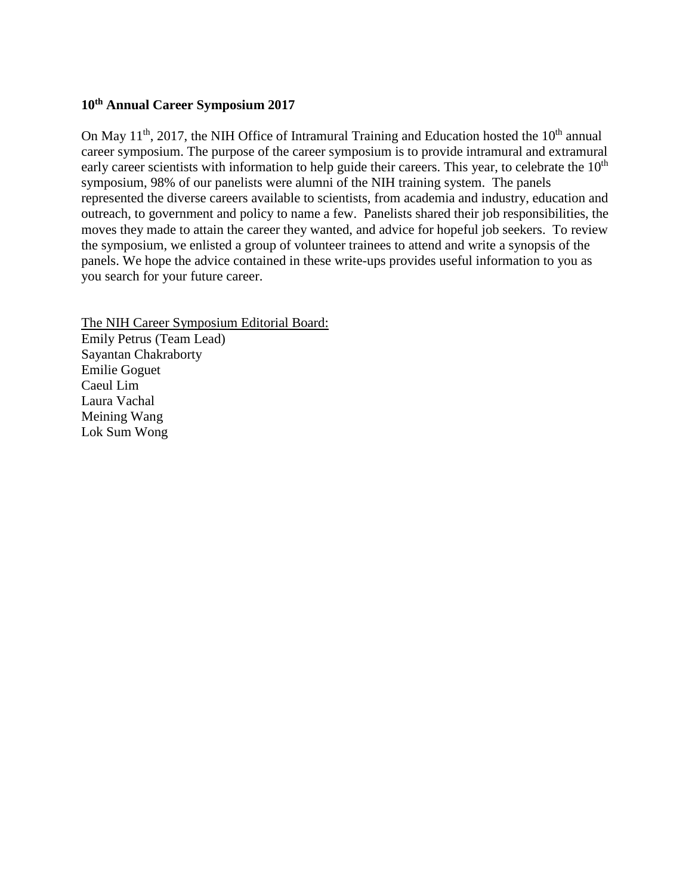**10th Annual Career Symposium 2017**

On May 11th, 2017, the NIH Office of Intramural Training and Education hosted the 10th annual career symposium. The purpose of the career symposium is to provide intramural and extramural early career scientists with information to help guide their careers. This year, to celebrate the 10th symposium, 98% of our panelists were alumni of the NIH training system. The panels represented the diverse careers available to scientists, from academia and industry, education and outreach, to government and policy to name a few. Panelists shared their job responsibilities, the moves they made to attain the career they wanted, and advice for hopeful job seekers. To review the symposium, we enlisted a group of volunteer trainees to attend and write a synopsis of the panels. We hope the advice contained in these write-ups provides useful information to you as you search for your future career.

<u>The NIH Career Symposium Editorial Board:</u>
Emily Petrus (Team Lead)
Sayantan Chakraborty
Emilie Goguet
Caeul Lim
Laura Vachal
Meining Wang
Lok Sum Wong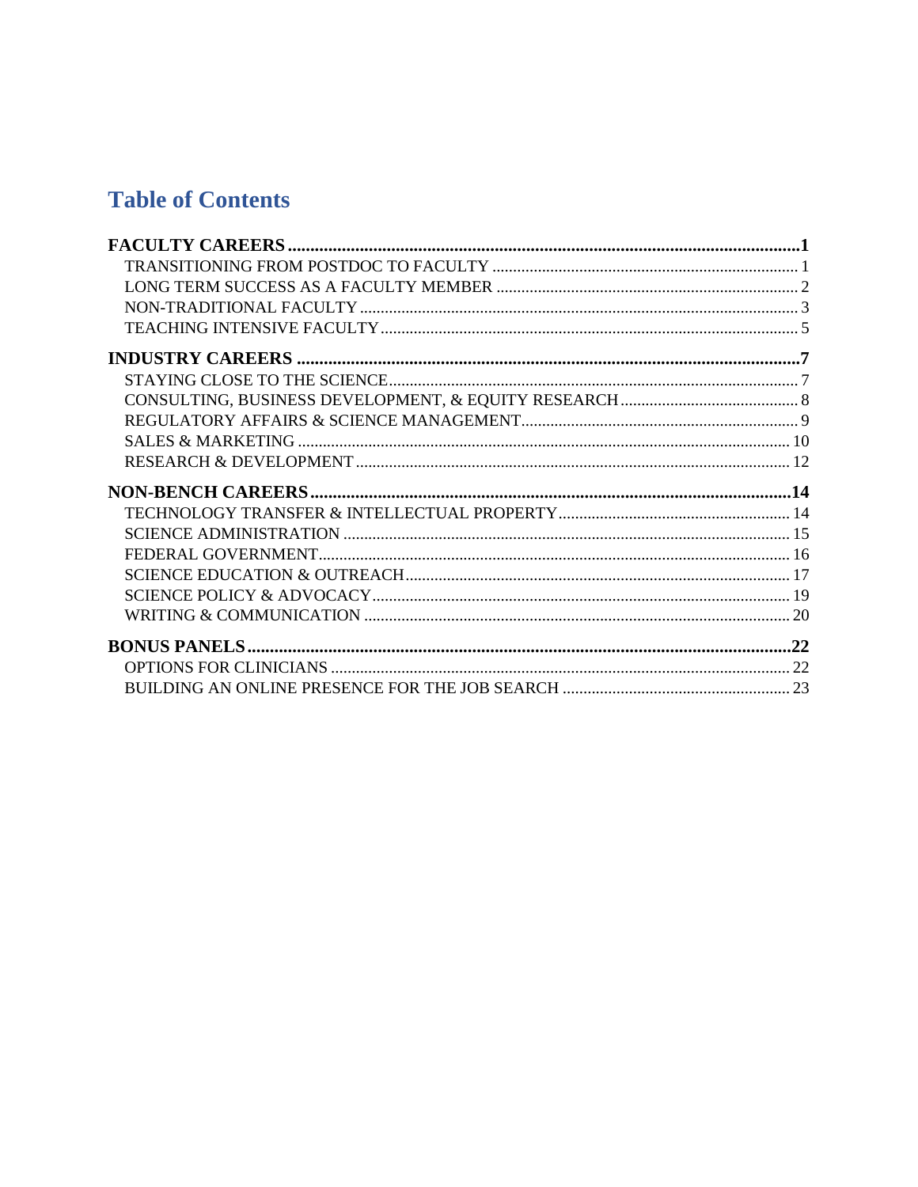# Table of Contents

**FACULTY CAREERS** .......... **1**
- TRANSITIONING FROM POSTDOC TO FACULTY .......... 1
- LONG TERM SUCCESS AS A FACULTY MEMBER .......... 2
- NON-TRADITIONAL FACULTY .......... 3
- TEACHING INTENSIVE FACULTY .......... 5

**INDUSTRY CAREERS** .......... **7**
- STAYING CLOSE TO THE SCIENCE .......... 7
- CONSULTING, BUSINESS DEVELOPMENT, & EQUITY RESEARCH .......... 8
- REGULATORY AFFAIRS & SCIENCE MANAGEMENT .......... 9
- SALES & MARKETING .......... 10
- RESEARCH & DEVELOPMENT .......... 12

**NON-BENCH CAREERS** .......... **14**
- TECHNOLOGY TRANSFER & INTELLECTUAL PROPERTY .......... 14
- SCIENCE ADMINISTRATION .......... 15
- FEDERAL GOVERNMENT .......... 16
- SCIENCE EDUCATION & OUTREACH .......... 17
- SCIENCE POLICY & ADVOCACY .......... 19
- WRITING & COMMUNICATION .......... 20

**BONUS PANELS** .......... **22**
- OPTIONS FOR CLINICIANS .......... 22
- BUILDING AN ONLINE PRESENCE FOR THE JOB SEARCH .......... 23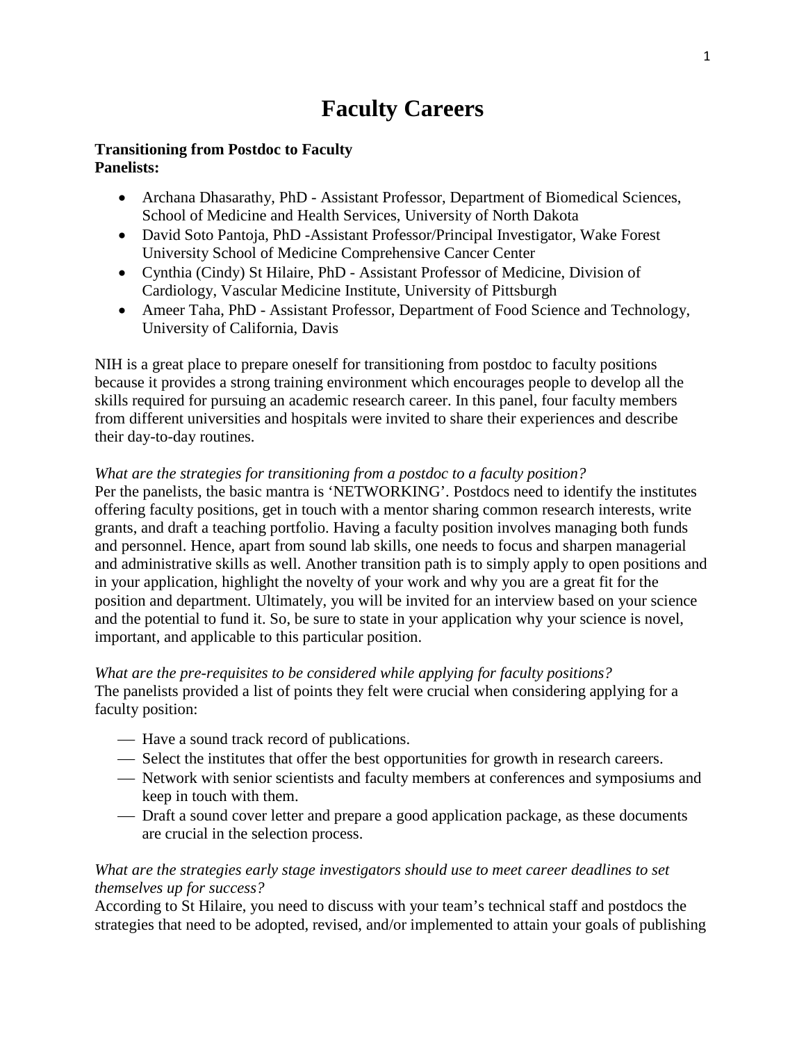# Faculty Careers

**Transitioning from Postdoc to Faculty**
**Panelists:**

- Archana Dhasarathy, PhD - Assistant Professor, Department of Biomedical Sciences, School of Medicine and Health Services, University of North Dakota
- David Soto Pantoja, PhD -Assistant Professor/Principal Investigator, Wake Forest University School of Medicine Comprehensive Cancer Center
- Cynthia (Cindy) St Hilaire, PhD - Assistant Professor of Medicine, Division of Cardiology, Vascular Medicine Institute, University of Pittsburgh
- Ameer Taha, PhD - Assistant Professor, Department of Food Science and Technology, University of California, Davis

NIH is a great place to prepare oneself for transitioning from postdoc to faculty positions because it provides a strong training environment which encourages people to develop all the skills required for pursuing an academic research career. In this panel, four faculty members from different universities and hospitals were invited to share their experiences and describe their day-to-day routines.

*What are the strategies for transitioning from a postdoc to a faculty position?*
Per the panelists, the basic mantra is 'NETWORKING'. Postdocs need to identify the institutes offering faculty positions, get in touch with a mentor sharing common research interests, write grants, and draft a teaching portfolio. Having a faculty position involves managing both funds and personnel. Hence, apart from sound lab skills, one needs to focus and sharpen managerial and administrative skills as well. Another transition path is to simply apply to open positions and in your application, highlight the novelty of your work and why you are a great fit for the position and department. Ultimately, you will be invited for an interview based on your science and the potential to fund it. So, be sure to state in your application why your science is novel, important, and applicable to this particular position.

*What are the pre-requisites to be considered while applying for faculty positions?*
The panelists provided a list of points they felt were crucial when considering applying for a faculty position:

- Have a sound track record of publications.
- Select the institutes that offer the best opportunities for growth in research careers.
- Network with senior scientists and faculty members at conferences and symposiums and keep in touch with them.
- Draft a sound cover letter and prepare a good application package, as these documents are crucial in the selection process.

*What are the strategies early stage investigators should use to meet career deadlines to set themselves up for success?*
According to St Hilaire, you need to discuss with your team's technical staff and postdocs the strategies that need to be adopted, revised, and/or implemented to attain your goals of publishing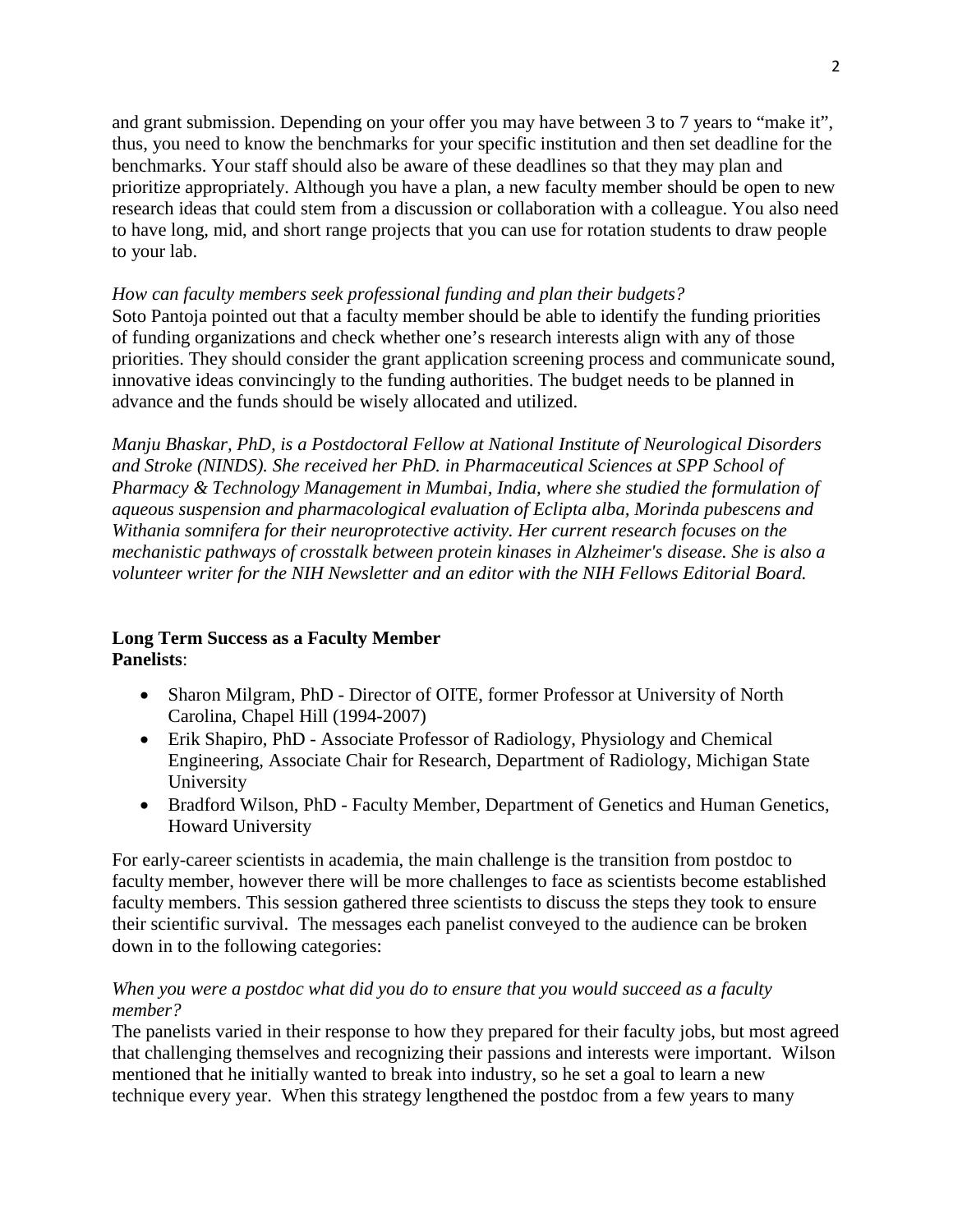and grant submission. Depending on your offer you may have between 3 to 7 years to "make it", thus, you need to know the benchmarks for your specific institution and then set deadline for the benchmarks. Your staff should also be aware of these deadlines so that they may plan and prioritize appropriately. Although you have a plan, a new faculty member should be open to new research ideas that could stem from a discussion or collaboration with a colleague. You also need to have long, mid, and short range projects that you can use for rotation students to draw people to your lab.

*How can faculty members seek professional funding and plan their budgets?*
Soto Pantoja pointed out that a faculty member should be able to identify the funding priorities of funding organizations and check whether one's research interests align with any of those priorities. They should consider the grant application screening process and communicate sound, innovative ideas convincingly to the funding authorities. The budget needs to be planned in advance and the funds should be wisely allocated and utilized.

*Manju Bhaskar, PhD, is a Postdoctoral Fellow at National Institute of Neurological Disorders and Stroke (NINDS). She received her PhD. in Pharmaceutical Sciences at SPP School of Pharmacy & Technology Management in Mumbai, India, where she studied the formulation of aqueous suspension and pharmacological evaluation of Eclipta alba, Morinda pubescens and Withania somnifera for their neuroprotective activity. Her current research focuses on the mechanistic pathways of crosstalk between protein kinases in Alzheimer's disease. She is also a volunteer writer for the NIH Newsletter and an editor with the NIH Fellows Editorial Board.*

## Long Term Success as a Faculty Member

**Panelists**:

- Sharon Milgram, PhD - Director of OITE, former Professor at University of North Carolina, Chapel Hill (1994-2007)
- Erik Shapiro, PhD - Associate Professor of Radiology, Physiology and Chemical Engineering, Associate Chair for Research, Department of Radiology, Michigan State University
- Bradford Wilson, PhD - Faculty Member, Department of Genetics and Human Genetics, Howard University

For early-career scientists in academia, the main challenge is the transition from postdoc to faculty member, however there will be more challenges to face as scientists become established faculty members. This session gathered three scientists to discuss the steps they took to ensure their scientific survival. The messages each panelist conveyed to the audience can be broken down in to the following categories:

*When you were a postdoc what did you do to ensure that you would succeed as a faculty member?*
The panelists varied in their response to how they prepared for their faculty jobs, but most agreed that challenging themselves and recognizing their passions and interests were important. Wilson mentioned that he initially wanted to break into industry, so he set a goal to learn a new technique every year. When this strategy lengthened the postdoc from a few years to many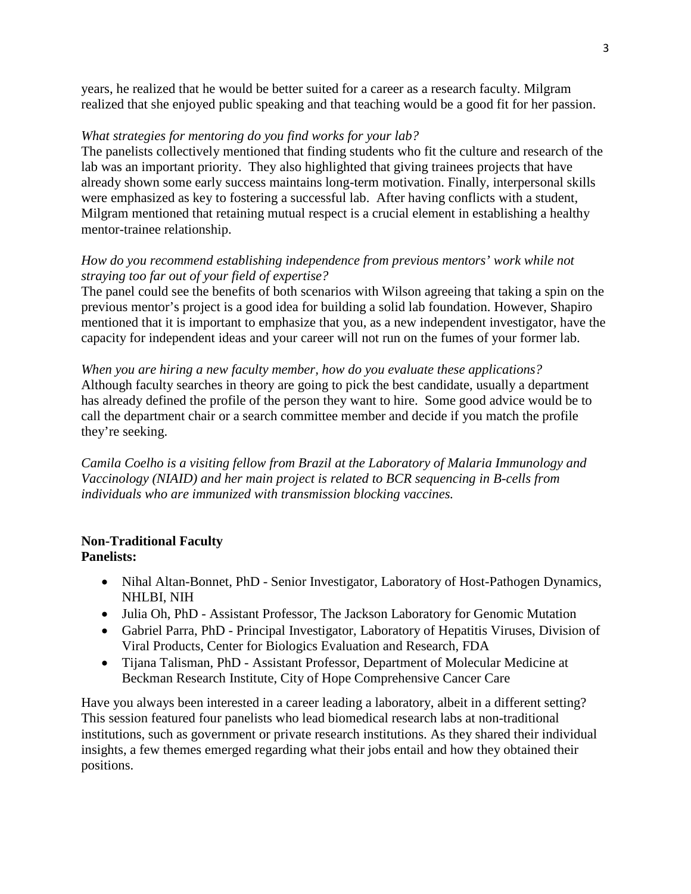years, he realized that he would be better suited for a career as a research faculty. Milgram realized that she enjoyed public speaking and that teaching would be a good fit for her passion.

*What strategies for mentoring do you find works for your lab?*

The panelists collectively mentioned that finding students who fit the culture and research of the lab was an important priority. They also highlighted that giving trainees projects that have already shown some early success maintains long-term motivation. Finally, interpersonal skills were emphasized as key to fostering a successful lab. After having conflicts with a student, Milgram mentioned that retaining mutual respect is a crucial element in establishing a healthy mentor-trainee relationship.

*How do you recommend establishing independence from previous mentors' work while not straying too far out of your field of expertise?*

The panel could see the benefits of both scenarios with Wilson agreeing that taking a spin on the previous mentor's project is a good idea for building a solid lab foundation. However, Shapiro mentioned that it is important to emphasize that you, as a new independent investigator, have the capacity for independent ideas and your career will not run on the fumes of your former lab.

*When you are hiring a new faculty member, how do you evaluate these applications?*

Although faculty searches in theory are going to pick the best candidate, usually a department has already defined the profile of the person they want to hire. Some good advice would be to call the department chair or a search committee member and decide if you match the profile they're seeking.

*Camila Coelho is a visiting fellow from Brazil at the Laboratory of Malaria Immunology and Vaccinology (NIAID) and her main project is related to BCR sequencing in B-cells from individuals who are immunized with transmission blocking vaccines.*

**Non-Traditional Faculty**
**Panelists:**

- Nihal Altan-Bonnet, PhD - Senior Investigator, Laboratory of Host-Pathogen Dynamics, NHLBI, NIH
- Julia Oh, PhD - Assistant Professor, The Jackson Laboratory for Genomic Mutation
- Gabriel Parra, PhD - Principal Investigator, Laboratory of Hepatitis Viruses, Division of Viral Products, Center for Biologics Evaluation and Research, FDA
- Tijana Talisman, PhD - Assistant Professor, Department of Molecular Medicine at Beckman Research Institute, City of Hope Comprehensive Cancer Care

Have you always been interested in a career leading a laboratory, albeit in a different setting? This session featured four panelists who lead biomedical research labs at non-traditional institutions, such as government or private research institutions. As they shared their individual insights, a few themes emerged regarding what their jobs entail and how they obtained their positions.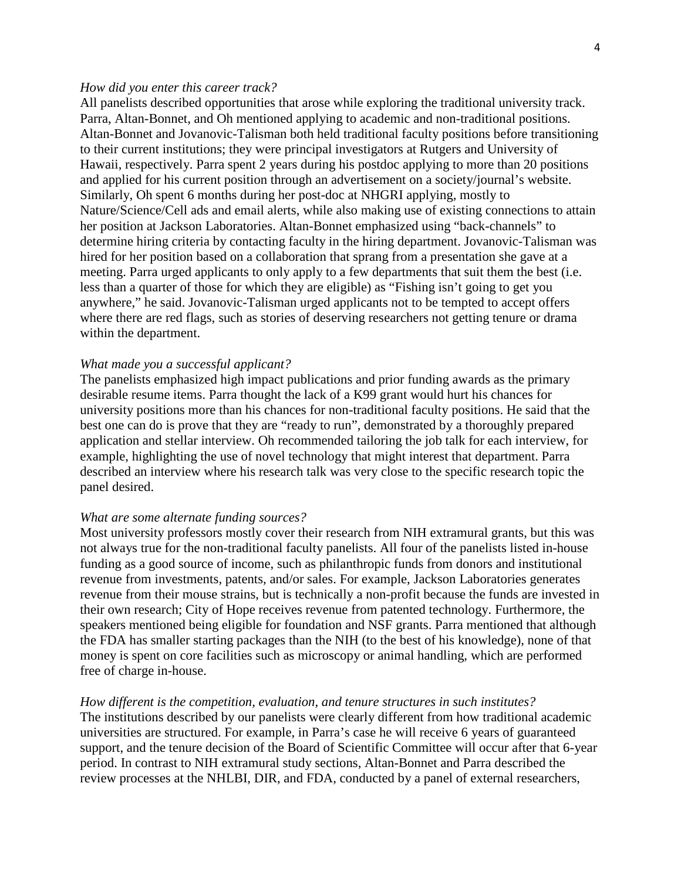*How did you enter this career track?*

All panelists described opportunities that arose while exploring the traditional university track. Parra, Altan-Bonnet, and Oh mentioned applying to academic and non-traditional positions. Altan-Bonnet and Jovanovic-Talisman both held traditional faculty positions before transitioning to their current institutions; they were principal investigators at Rutgers and University of Hawaii, respectively. Parra spent 2 years during his postdoc applying to more than 20 positions and applied for his current position through an advertisement on a society/journal's website. Similarly, Oh spent 6 months during her post-doc at NHGRI applying, mostly to Nature/Science/Cell ads and email alerts, while also making use of existing connections to attain her position at Jackson Laboratories. Altan-Bonnet emphasized using "back-channels" to determine hiring criteria by contacting faculty in the hiring department. Jovanovic-Talisman was hired for her position based on a collaboration that sprang from a presentation she gave at a meeting. Parra urged applicants to only apply to a few departments that suit them the best (i.e. less than a quarter of those for which they are eligible) as "Fishing isn't going to get you anywhere," he said. Jovanovic-Talisman urged applicants not to be tempted to accept offers where there are red flags, such as stories of deserving researchers not getting tenure or drama within the department.

*What made you a successful applicant?*

The panelists emphasized high impact publications and prior funding awards as the primary desirable resume items. Parra thought the lack of a K99 grant would hurt his chances for university positions more than his chances for non-traditional faculty positions. He said that the best one can do is prove that they are "ready to run", demonstrated by a thoroughly prepared application and stellar interview. Oh recommended tailoring the job talk for each interview, for example, highlighting the use of novel technology that might interest that department. Parra described an interview where his research talk was very close to the specific research topic the panel desired.

*What are some alternate funding sources?*

Most university professors mostly cover their research from NIH extramural grants, but this was not always true for the non-traditional faculty panelists. All four of the panelists listed in-house funding as a good source of income, such as philanthropic funds from donors and institutional revenue from investments, patents, and/or sales. For example, Jackson Laboratories generates revenue from their mouse strains, but is technically a non-profit because the funds are invested in their own research; City of Hope receives revenue from patented technology. Furthermore, the speakers mentioned being eligible for foundation and NSF grants. Parra mentioned that although the FDA has smaller starting packages than the NIH (to the best of his knowledge), none of that money is spent on core facilities such as microscopy or animal handling, which are performed free of charge in-house.

*How different is the competition, evaluation, and tenure structures in such institutes?*

The institutions described by our panelists were clearly different from how traditional academic universities are structured. For example, in Parra's case he will receive 6 years of guaranteed support, and the tenure decision of the Board of Scientific Committee will occur after that 6-year period. In contrast to NIH extramural study sections, Altan-Bonnet and Parra described the review processes at the NHLBI, DIR, and FDA, conducted by a panel of external researchers,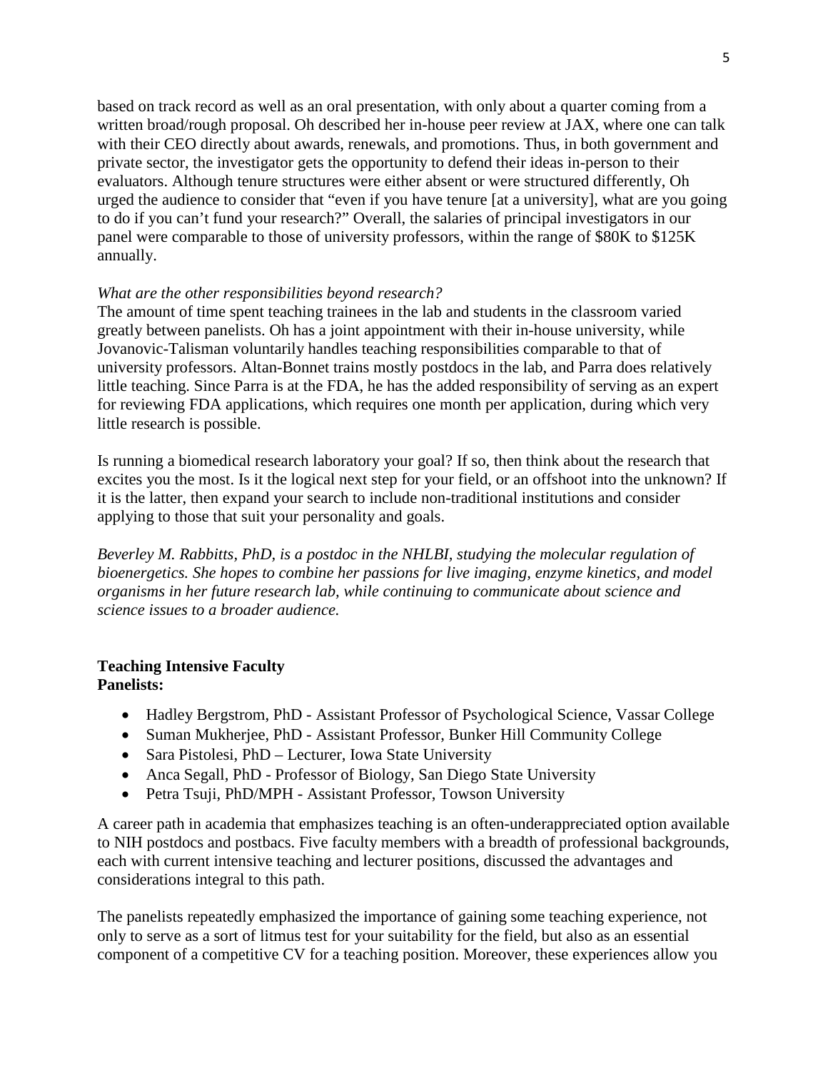based on track record as well as an oral presentation, with only about a quarter coming from a written broad/rough proposal. Oh described her in-house peer review at JAX, where one can talk with their CEO directly about awards, renewals, and promotions. Thus, in both government and private sector, the investigator gets the opportunity to defend their ideas in-person to their evaluators. Although tenure structures were either absent or were structured differently, Oh urged the audience to consider that "even if you have tenure [at a university], what are you going to do if you can't fund your research?" Overall, the salaries of principal investigators in our panel were comparable to those of university professors, within the range of $80K to $125K annually.

*What are the other responsibilities beyond research?*
The amount of time spent teaching trainees in the lab and students in the classroom varied greatly between panelists. Oh has a joint appointment with their in-house university, while Jovanovic-Talisman voluntarily handles teaching responsibilities comparable to that of university professors. Altan-Bonnet trains mostly postdocs in the lab, and Parra does relatively little teaching. Since Parra is at the FDA, he has the added responsibility of serving as an expert for reviewing FDA applications, which requires one month per application, during which very little research is possible.

Is running a biomedical research laboratory your goal? If so, then think about the research that excites you the most. Is it the logical next step for your field, or an offshoot into the unknown? If it is the latter, then expand your search to include non-traditional institutions and consider applying to those that suit your personality and goals.

*Beverley M. Rabbitts, PhD, is a postdoc in the NHLBI, studying the molecular regulation of bioenergetics. She hopes to combine her passions for live imaging, enzyme kinetics, and model organisms in her future research lab, while continuing to communicate about science and science issues to a broader audience.*

**Teaching Intensive Faculty**
**Panelists:**

- Hadley Bergstrom, PhD - Assistant Professor of Psychological Science, Vassar College
- Suman Mukherjee, PhD - Assistant Professor, Bunker Hill Community College
- Sara Pistolesi, PhD – Lecturer, Iowa State University
- Anca Segall, PhD - Professor of Biology, San Diego State University
- Petra Tsuji, PhD/MPH - Assistant Professor, Towson University

A career path in academia that emphasizes teaching is an often-underappreciated option available to NIH postdocs and postbacs. Five faculty members with a breadth of professional backgrounds, each with current intensive teaching and lecturer positions, discussed the advantages and considerations integral to this path.

The panelists repeatedly emphasized the importance of gaining some teaching experience, not only to serve as a sort of litmus test for your suitability for the field, but also as an essential component of a competitive CV for a teaching position. Moreover, these experiences allow you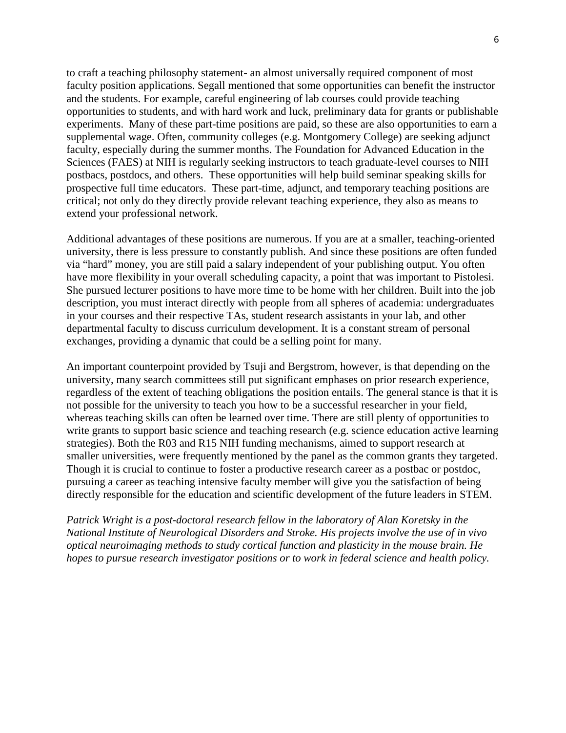to craft a teaching philosophy statement- an almost universally required component of most faculty position applications. Segall mentioned that some opportunities can benefit the instructor and the students. For example, careful engineering of lab courses could provide teaching opportunities to students, and with hard work and luck, preliminary data for grants or publishable experiments. Many of these part-time positions are paid, so these are also opportunities to earn a supplemental wage. Often, community colleges (e.g. Montgomery College) are seeking adjunct faculty, especially during the summer months. The Foundation for Advanced Education in the Sciences (FAES) at NIH is regularly seeking instructors to teach graduate-level courses to NIH postbacs, postdocs, and others. These opportunities will help build seminar speaking skills for prospective full time educators. These part-time, adjunct, and temporary teaching positions are critical; not only do they directly provide relevant teaching experience, they also as means to extend your professional network.

Additional advantages of these positions are numerous. If you are at a smaller, teaching-oriented university, there is less pressure to constantly publish. And since these positions are often funded via "hard" money, you are still paid a salary independent of your publishing output. You often have more flexibility in your overall scheduling capacity, a point that was important to Pistolesi. She pursued lecturer positions to have more time to be home with her children. Built into the job description, you must interact directly with people from all spheres of academia: undergraduates in your courses and their respective TAs, student research assistants in your lab, and other departmental faculty to discuss curriculum development. It is a constant stream of personal exchanges, providing a dynamic that could be a selling point for many.

An important counterpoint provided by Tsuji and Bergstrom, however, is that depending on the university, many search committees still put significant emphases on prior research experience, regardless of the extent of teaching obligations the position entails. The general stance is that it is not possible for the university to teach you how to be a successful researcher in your field, whereas teaching skills can often be learned over time. There are still plenty of opportunities to write grants to support basic science and teaching research (e.g. science education active learning strategies). Both the R03 and R15 NIH funding mechanisms, aimed to support research at smaller universities, were frequently mentioned by the panel as the common grants they targeted. Though it is crucial to continue to foster a productive research career as a postbac or postdoc, pursuing a career as teaching intensive faculty member will give you the satisfaction of being directly responsible for the education and scientific development of the future leaders in STEM.

*Patrick Wright is a post-doctoral research fellow in the laboratory of Alan Koretsky in the National Institute of Neurological Disorders and Stroke. His projects involve the use of in vivo optical neuroimaging methods to study cortical function and plasticity in the mouse brain. He hopes to pursue research investigator positions or to work in federal science and health policy.*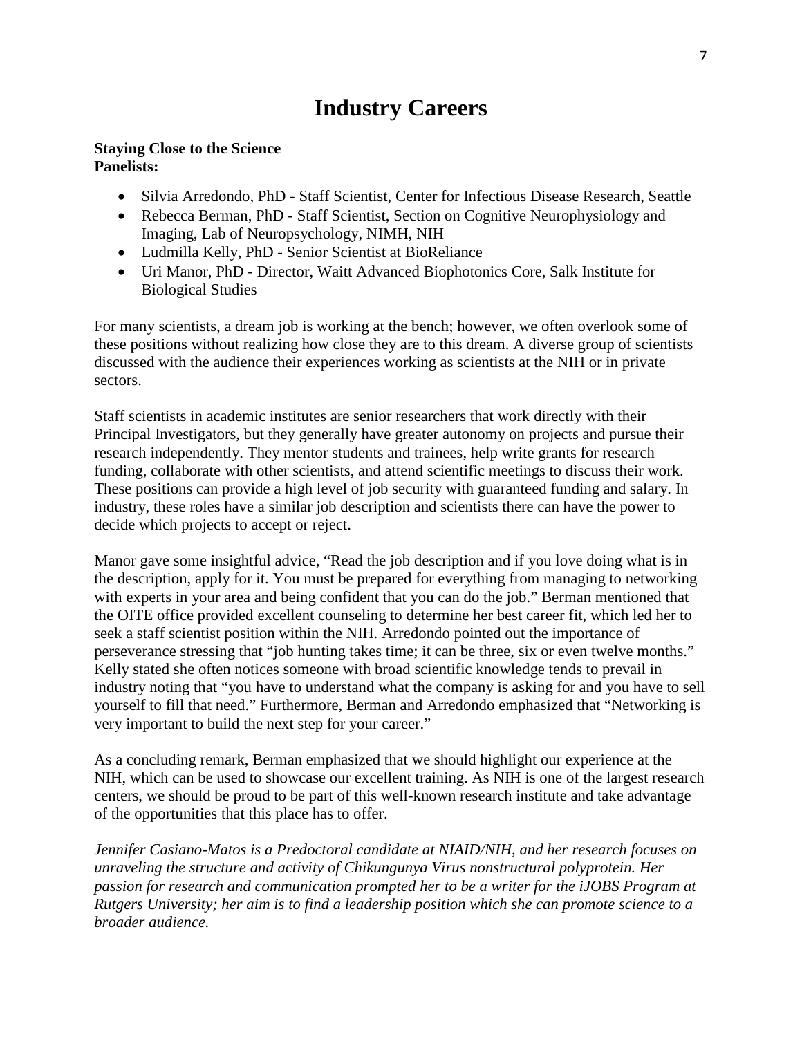# Industry Careers

**Staying Close to the Science**
**Panelists:**

- Silvia Arredondo, PhD - Staff Scientist, Center for Infectious Disease Research, Seattle
- Rebecca Berman, PhD - Staff Scientist, Section on Cognitive Neurophysiology and Imaging, Lab of Neuropsychology, NIMH, NIH
- Ludmilla Kelly, PhD - Senior Scientist at BioReliance
- Uri Manor, PhD - Director, Waitt Advanced Biophotonics Core, Salk Institute for Biological Studies

For many scientists, a dream job is working at the bench; however, we often overlook some of these positions without realizing how close they are to this dream. A diverse group of scientists discussed with the audience their experiences working as scientists at the NIH or in private sectors.

Staff scientists in academic institutes are senior researchers that work directly with their Principal Investigators, but they generally have greater autonomy on projects and pursue their research independently. They mentor students and trainees, help write grants for research funding, collaborate with other scientists, and attend scientific meetings to discuss their work. These positions can provide a high level of job security with guaranteed funding and salary. In industry, these roles have a similar job description and scientists there can have the power to decide which projects to accept or reject.

Manor gave some insightful advice, "Read the job description and if you love doing what is in the description, apply for it. You must be prepared for everything from managing to networking with experts in your area and being confident that you can do the job." Berman mentioned that the OITE office provided excellent counseling to determine her best career fit, which led her to seek a staff scientist position within the NIH. Arredondo pointed out the importance of perseverance stressing that "job hunting takes time; it can be three, six or even twelve months." Kelly stated she often notices someone with broad scientific knowledge tends to prevail in industry noting that "you have to understand what the company is asking for and you have to sell yourself to fill that need." Furthermore, Berman and Arredondo emphasized that "Networking is very important to build the next step for your career."

As a concluding remark, Berman emphasized that we should highlight our experience at the NIH, which can be used to showcase our excellent training. As NIH is one of the largest research centers, we should be proud to be part of this well-known research institute and take advantage of the opportunities that this place has to offer.

*Jennifer Casiano-Matos is a Predoctoral candidate at NIAID/NIH, and her research focuses on unraveling the structure and activity of Chikungunya Virus nonstructural polyprotein. Her passion for research and communication prompted her to be a writer for the iJOBS Program at Rutgers University; her aim is to find a leadership position which she can promote science to a broader audience.*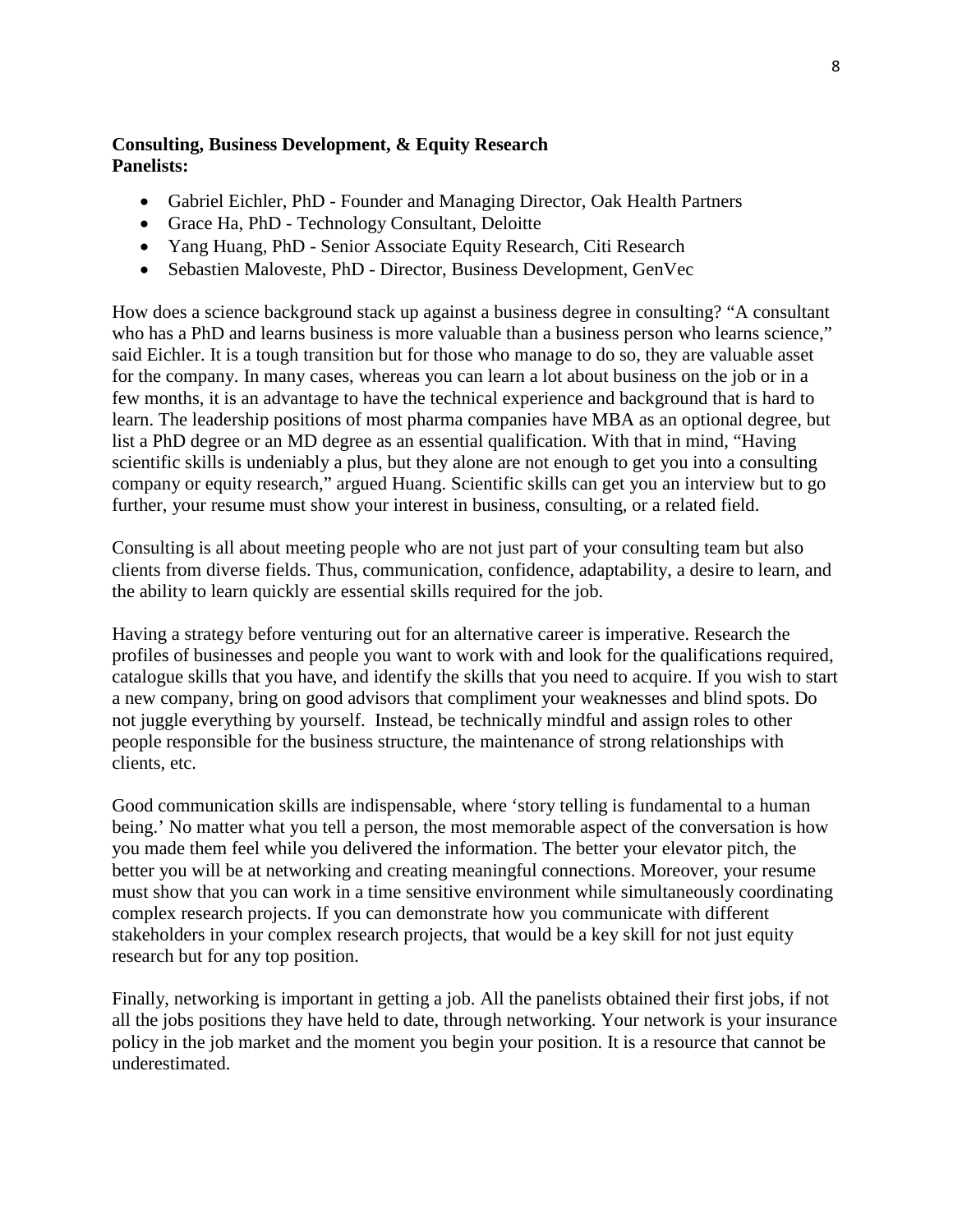**Consulting, Business Development, & Equity Research**
**Panelists:**

- Gabriel Eichler, PhD - Founder and Managing Director, Oak Health Partners
- Grace Ha, PhD - Technology Consultant, Deloitte
- Yang Huang, PhD - Senior Associate Equity Research, Citi Research
- Sebastien Maloveste, PhD - Director, Business Development, GenVec

How does a science background stack up against a business degree in consulting? "A consultant who has a PhD and learns business is more valuable than a business person who learns science," said Eichler. It is a tough transition but for those who manage to do so, they are valuable asset for the company. In many cases, whereas you can learn a lot about business on the job or in a few months, it is an advantage to have the technical experience and background that is hard to learn. The leadership positions of most pharma companies have MBA as an optional degree, but list a PhD degree or an MD degree as an essential qualification. With that in mind, "Having scientific skills is undeniably a plus, but they alone are not enough to get you into a consulting company or equity research," argued Huang. Scientific skills can get you an interview but to go further, your resume must show your interest in business, consulting, or a related field.

Consulting is all about meeting people who are not just part of your consulting team but also clients from diverse fields. Thus, communication, confidence, adaptability, a desire to learn, and the ability to learn quickly are essential skills required for the job.

Having a strategy before venturing out for an alternative career is imperative. Research the profiles of businesses and people you want to work with and look for the qualifications required, catalogue skills that you have, and identify the skills that you need to acquire. If you wish to start a new company, bring on good advisors that compliment your weaknesses and blind spots. Do not juggle everything by yourself. Instead, be technically mindful and assign roles to other people responsible for the business structure, the maintenance of strong relationships with clients, etc.

Good communication skills are indispensable, where 'story telling is fundamental to a human being.' No matter what you tell a person, the most memorable aspect of the conversation is how you made them feel while you delivered the information. The better your elevator pitch, the better you will be at networking and creating meaningful connections. Moreover, your resume must show that you can work in a time sensitive environment while simultaneously coordinating complex research projects. If you can demonstrate how you communicate with different stakeholders in your complex research projects, that would be a key skill for not just equity research but for any top position.

Finally, networking is important in getting a job. All the panelists obtained their first jobs, if not all the jobs positions they have held to date, through networking. Your network is your insurance policy in the job market and the moment you begin your position. It is a resource that cannot be underestimated.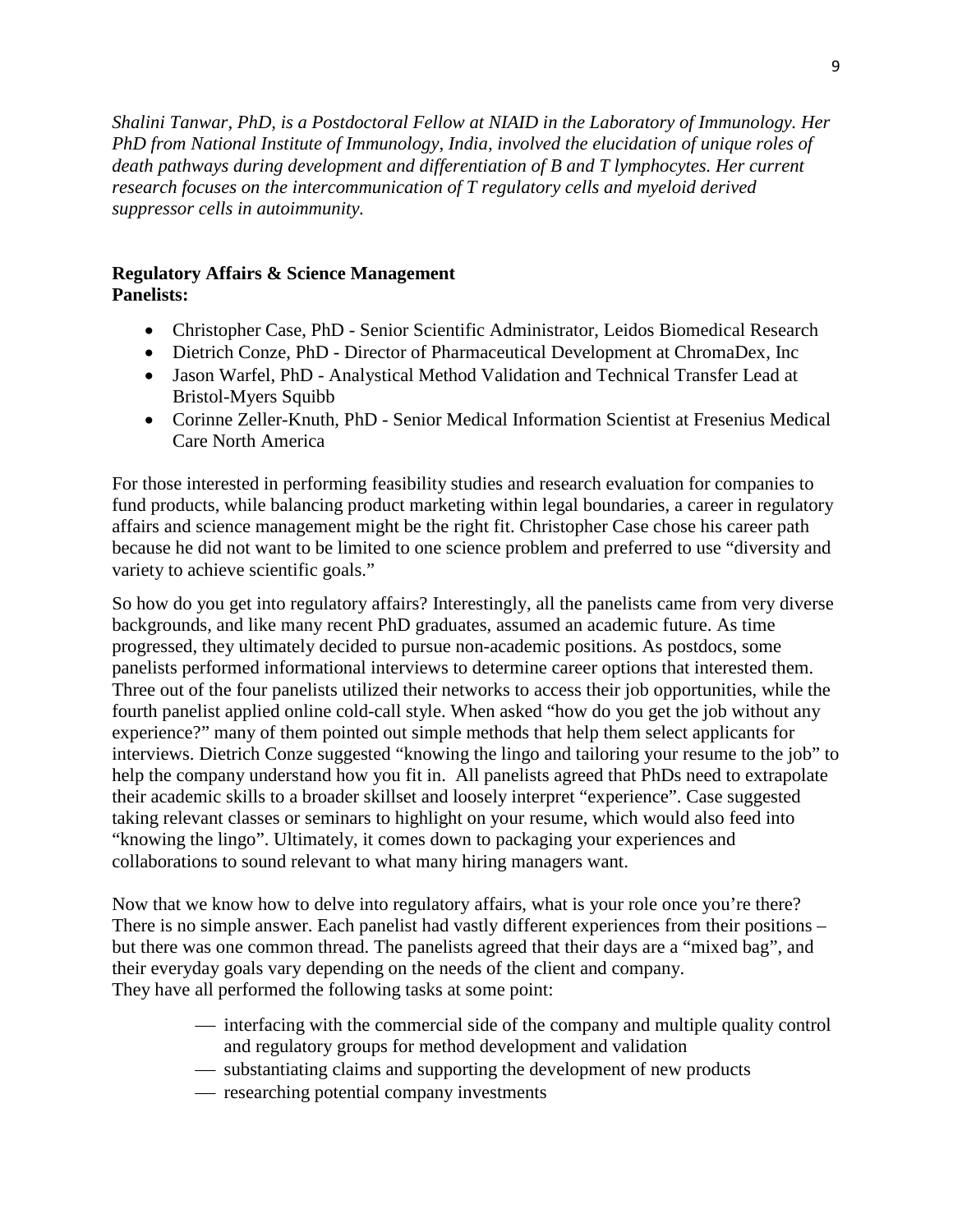*Shalini Tanwar, PhD, is a Postdoctoral Fellow at NIAID in the Laboratory of Immunology. Her PhD from National Institute of Immunology, India, involved the elucidation of unique roles of death pathways during development and differentiation of B and T lymphocytes. Her current research focuses on the intercommunication of T regulatory cells and myeloid derived suppressor cells in autoimmunity.*

**Regulatory Affairs & Science Management**
**Panelists:**

- Christopher Case, PhD - Senior Scientific Administrator, Leidos Biomedical Research
- Dietrich Conze, PhD - Director of Pharmaceutical Development at ChromaDex, Inc
- Jason Warfel, PhD - Analystical Method Validation and Technical Transfer Lead at Bristol-Myers Squibb
- Corinne Zeller-Knuth, PhD - Senior Medical Information Scientist at Fresenius Medical Care North America

For those interested in performing feasibility studies and research evaluation for companies to fund products, while balancing product marketing within legal boundaries, a career in regulatory affairs and science management might be the right fit. Christopher Case chose his career path because he did not want to be limited to one science problem and preferred to use "diversity and variety to achieve scientific goals."

So how do you get into regulatory affairs? Interestingly, all the panelists came from very diverse backgrounds, and like many recent PhD graduates, assumed an academic future. As time progressed, they ultimately decided to pursue non-academic positions. As postdocs, some panelists performed informational interviews to determine career options that interested them. Three out of the four panelists utilized their networks to access their job opportunities, while the fourth panelist applied online cold-call style. When asked "how do you get the job without any experience?" many of them pointed out simple methods that help them select applicants for interviews. Dietrich Conze suggested "knowing the lingo and tailoring your resume to the job" to help the company understand how you fit in. All panelists agreed that PhDs need to extrapolate their academic skills to a broader skillset and loosely interpret "experience". Case suggested taking relevant classes or seminars to highlight on your resume, which would also feed into "knowing the lingo". Ultimately, it comes down to packaging your experiences and collaborations to sound relevant to what many hiring managers want.

Now that we know how to delve into regulatory affairs, what is your role once you're there? There is no simple answer. Each panelist had vastly different experiences from their positions – but there was one common thread. The panelists agreed that their days are a "mixed bag", and their everyday goals vary depending on the needs of the client and company.
They have all performed the following tasks at some point:

- interfacing with the commercial side of the company and multiple quality control and regulatory groups for method development and validation
- substantiating claims and supporting the development of new products
- researching potential company investments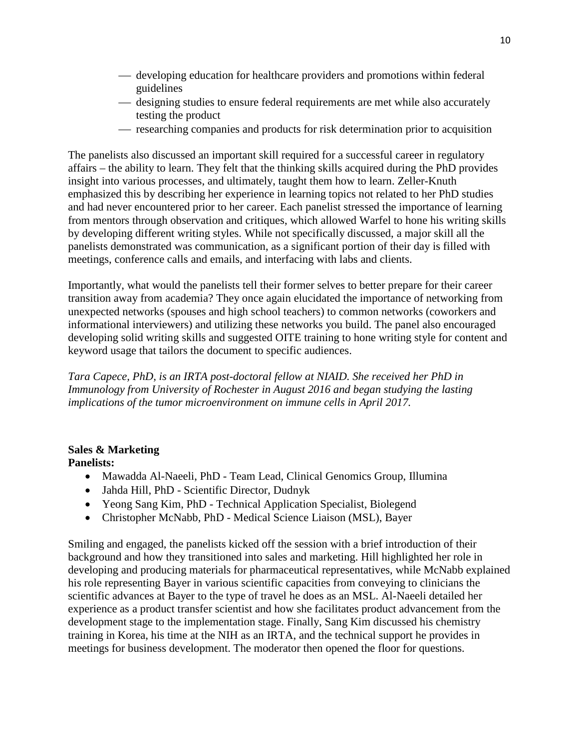- developing education for healthcare providers and promotions within federal guidelines
- designing studies to ensure federal requirements are met while also accurately testing the product
- researching companies and products for risk determination prior to acquisition

The panelists also discussed an important skill required for a successful career in regulatory affairs – the ability to learn. They felt that the thinking skills acquired during the PhD provides insight into various processes, and ultimately, taught them how to learn. Zeller-Knuth emphasized this by describing her experience in learning topics not related to her PhD studies and had never encountered prior to her career. Each panelist stressed the importance of learning from mentors through observation and critiques, which allowed Warfel to hone his writing skills by developing different writing styles. While not specifically discussed, a major skill all the panelists demonstrated was communication, as a significant portion of their day is filled with meetings, conference calls and emails, and interfacing with labs and clients.

Importantly, what would the panelists tell their former selves to better prepare for their career transition away from academia? They once again elucidated the importance of networking from unexpected networks (spouses and high school teachers) to common networks (coworkers and informational interviewers) and utilizing these networks you build. The panel also encouraged developing solid writing skills and suggested OITE training to hone writing style for content and keyword usage that tailors the document to specific audiences.

*Tara Capece, PhD, is an IRTA post-doctoral fellow at NIAID. She received her PhD in Immunology from University of Rochester in August 2016 and began studying the lasting implications of the tumor microenvironment on immune cells in April 2017.*

**Sales & Marketing**

**Panelists:**

- Mawadda Al-Naeeli, PhD - Team Lead, Clinical Genomics Group, Illumina
- Jahda Hill, PhD - Scientific Director, Dudnyk
- Yeong Sang Kim, PhD - Technical Application Specialist, Biolegend
- Christopher McNabb, PhD - Medical Science Liaison (MSL), Bayer

Smiling and engaged, the panelists kicked off the session with a brief introduction of their background and how they transitioned into sales and marketing. Hill highlighted her role in developing and producing materials for pharmaceutical representatives, while McNabb explained his role representing Bayer in various scientific capacities from conveying to clinicians the scientific advances at Bayer to the type of travel he does as an MSL. Al-Naeeli detailed her experience as a product transfer scientist and how she facilitates product advancement from the development stage to the implementation stage. Finally, Sang Kim discussed his chemistry training in Korea, his time at the NIH as an IRTA, and the technical support he provides in meetings for business development. The moderator then opened the floor for questions.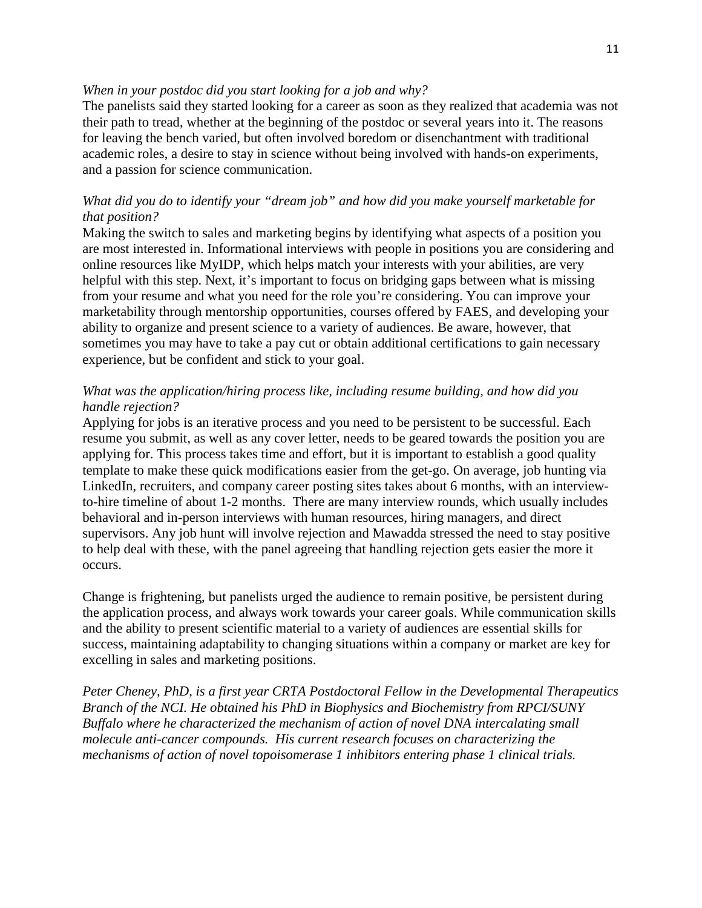*When in your postdoc did you start looking for a job and why?*

The panelists said they started looking for a career as soon as they realized that academia was not their path to tread, whether at the beginning of the postdoc or several years into it. The reasons for leaving the bench varied, but often involved boredom or disenchantment with traditional academic roles, a desire to stay in science without being involved with hands-on experiments, and a passion for science communication.

*What did you do to identify your "dream job" and how did you make yourself marketable for that position?*

Making the switch to sales and marketing begins by identifying what aspects of a position you are most interested in. Informational interviews with people in positions you are considering and online resources like MyIDP, which helps match your interests with your abilities, are very helpful with this step. Next, it's important to focus on bridging gaps between what is missing from your resume and what you need for the role you're considering. You can improve your marketability through mentorship opportunities, courses offered by FAES, and developing your ability to organize and present science to a variety of audiences. Be aware, however, that sometimes you may have to take a pay cut or obtain additional certifications to gain necessary experience, but be confident and stick to your goal.

*What was the application/hiring process like, including resume building, and how did you handle rejection?*

Applying for jobs is an iterative process and you need to be persistent to be successful. Each resume you submit, as well as any cover letter, needs to be geared towards the position you are applying for. This process takes time and effort, but it is important to establish a good quality template to make these quick modifications easier from the get-go. On average, job hunting via LinkedIn, recruiters, and company career posting sites takes about 6 months, with an interview-to-hire timeline of about 1-2 months. There are many interview rounds, which usually includes behavioral and in-person interviews with human resources, hiring managers, and direct supervisors. Any job hunt will involve rejection and Mawadda stressed the need to stay positive to help deal with these, with the panel agreeing that handling rejection gets easier the more it occurs.

Change is frightening, but panelists urged the audience to remain positive, be persistent during the application process, and always work towards your career goals. While communication skills and the ability to present scientific material to a variety of audiences are essential skills for success, maintaining adaptability to changing situations within a company or market are key for excelling in sales and marketing positions.

*Peter Cheney, PhD, is a first year CRTA Postdoctoral Fellow in the Developmental Therapeutics Branch of the NCI. He obtained his PhD in Biophysics and Biochemistry from RPCI/SUNY Buffalo where he characterized the mechanism of action of novel DNA intercalating small molecule anti-cancer compounds. His current research focuses on characterizing the mechanisms of action of novel topoisomerase 1 inhibitors entering phase 1 clinical trials.*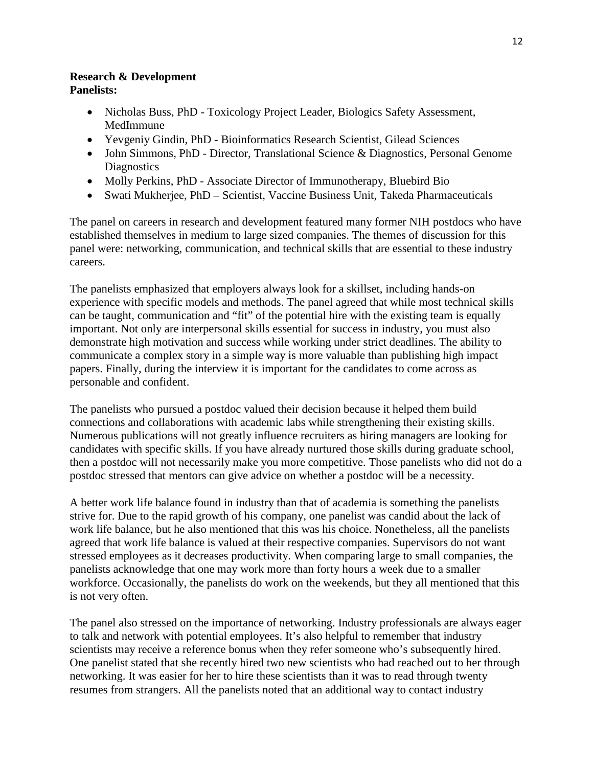**Research & Development**
**Panelists:**

- Nicholas Buss, PhD - Toxicology Project Leader, Biologics Safety Assessment, MedImmune
- Yevgeniy Gindin, PhD - Bioinformatics Research Scientist, Gilead Sciences
- John Simmons, PhD - Director, Translational Science & Diagnostics, Personal Genome Diagnostics
- Molly Perkins, PhD - Associate Director of Immunotherapy, Bluebird Bio
- Swati Mukherjee, PhD – Scientist, Vaccine Business Unit, Takeda Pharmaceuticals

The panel on careers in research and development featured many former NIH postdocs who have established themselves in medium to large sized companies. The themes of discussion for this panel were: networking, communication, and technical skills that are essential to these industry careers.

The panelists emphasized that employers always look for a skillset, including hands-on experience with specific models and methods. The panel agreed that while most technical skills can be taught, communication and "fit" of the potential hire with the existing team is equally important. Not only are interpersonal skills essential for success in industry, you must also demonstrate high motivation and success while working under strict deadlines. The ability to communicate a complex story in a simple way is more valuable than publishing high impact papers. Finally, during the interview it is important for the candidates to come across as personable and confident.

The panelists who pursued a postdoc valued their decision because it helped them build connections and collaborations with academic labs while strengthening their existing skills. Numerous publications will not greatly influence recruiters as hiring managers are looking for candidates with specific skills. If you have already nurtured those skills during graduate school, then a postdoc will not necessarily make you more competitive. Those panelists who did not do a postdoc stressed that mentors can give advice on whether a postdoc will be a necessity.

A better work life balance found in industry than that of academia is something the panelists strive for. Due to the rapid growth of his company, one panelist was candid about the lack of work life balance, but he also mentioned that this was his choice. Nonetheless, all the panelists agreed that work life balance is valued at their respective companies. Supervisors do not want stressed employees as it decreases productivity. When comparing large to small companies, the panelists acknowledge that one may work more than forty hours a week due to a smaller workforce. Occasionally, the panelists do work on the weekends, but they all mentioned that this is not very often.

The panel also stressed on the importance of networking. Industry professionals are always eager to talk and network with potential employees. It's also helpful to remember that industry scientists may receive a reference bonus when they refer someone who's subsequently hired. One panelist stated that she recently hired two new scientists who had reached out to her through networking. It was easier for her to hire these scientists than it was to read through twenty resumes from strangers. All the panelists noted that an additional way to contact industry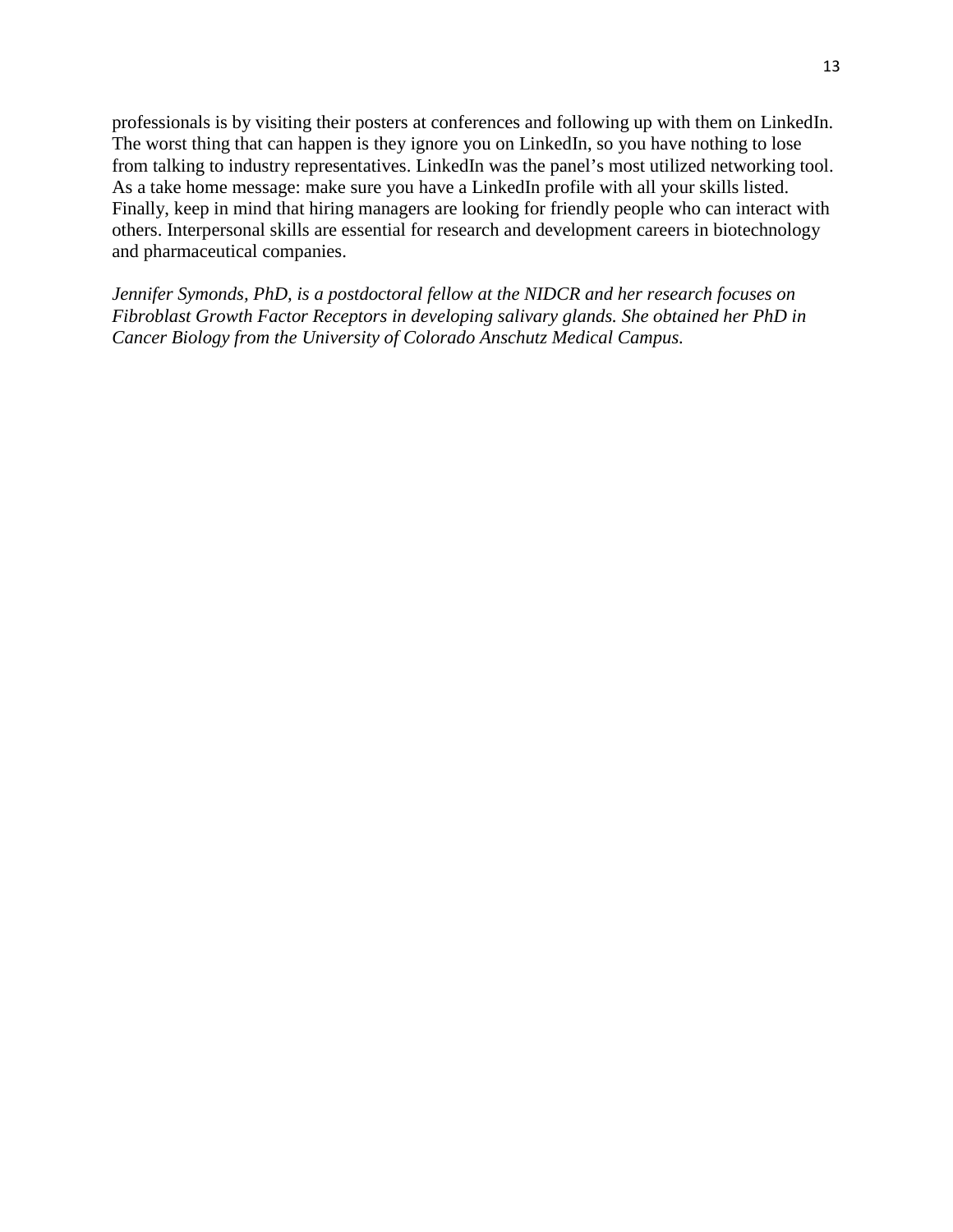professionals is by visiting their posters at conferences and following up with them on LinkedIn. The worst thing that can happen is they ignore you on LinkedIn, so you have nothing to lose from talking to industry representatives. LinkedIn was the panel's most utilized networking tool. As a take home message: make sure you have a LinkedIn profile with all your skills listed. Finally, keep in mind that hiring managers are looking for friendly people who can interact with others. Interpersonal skills are essential for research and development careers in biotechnology and pharmaceutical companies.

*Jennifer Symonds, PhD, is a postdoctoral fellow at the NIDCR and her research focuses on Fibroblast Growth Factor Receptors in developing salivary glands. She obtained her PhD in Cancer Biology from the University of Colorado Anschutz Medical Campus.*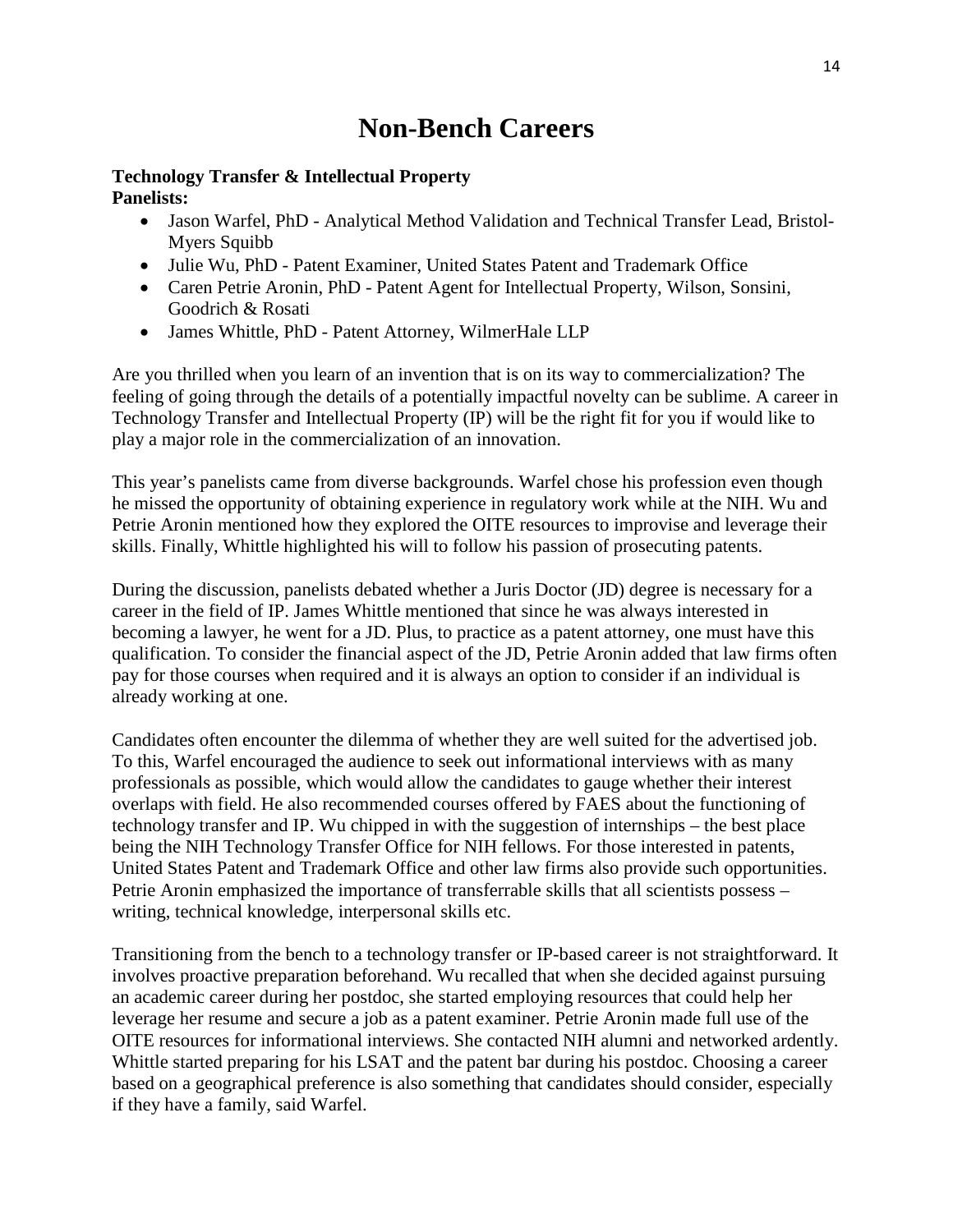# Non-Bench Careers

**Technology Transfer & Intellectual Property**
**Panelists:**

- Jason Warfel, PhD - Analytical Method Validation and Technical Transfer Lead, Bristol-Myers Squibb
- Julie Wu, PhD - Patent Examiner, United States Patent and Trademark Office
- Caren Petrie Aronin, PhD - Patent Agent for Intellectual Property, Wilson, Sonsini, Goodrich & Rosati
- James Whittle, PhD - Patent Attorney, WilmerHale LLP

Are you thrilled when you learn of an invention that is on its way to commercialization? The feeling of going through the details of a potentially impactful novelty can be sublime. A career in Technology Transfer and Intellectual Property (IP) will be the right fit for you if would like to play a major role in the commercialization of an innovation.

This year's panelists came from diverse backgrounds. Warfel chose his profession even though he missed the opportunity of obtaining experience in regulatory work while at the NIH. Wu and Petrie Aronin mentioned how they explored the OITE resources to improvise and leverage their skills. Finally, Whittle highlighted his will to follow his passion of prosecuting patents.

During the discussion, panelists debated whether a Juris Doctor (JD) degree is necessary for a career in the field of IP. James Whittle mentioned that since he was always interested in becoming a lawyer, he went for a JD. Plus, to practice as a patent attorney, one must have this qualification. To consider the financial aspect of the JD, Petrie Aronin added that law firms often pay for those courses when required and it is always an option to consider if an individual is already working at one.

Candidates often encounter the dilemma of whether they are well suited for the advertised job. To this, Warfel encouraged the audience to seek out informational interviews with as many professionals as possible, which would allow the candidates to gauge whether their interest overlaps with field. He also recommended courses offered by FAES about the functioning of technology transfer and IP. Wu chipped in with the suggestion of internships – the best place being the NIH Technology Transfer Office for NIH fellows. For those interested in patents, United States Patent and Trademark Office and other law firms also provide such opportunities. Petrie Aronin emphasized the importance of transferrable skills that all scientists possess – writing, technical knowledge, interpersonal skills etc.

Transitioning from the bench to a technology transfer or IP-based career is not straightforward. It involves proactive preparation beforehand. Wu recalled that when she decided against pursuing an academic career during her postdoc, she started employing resources that could help her leverage her resume and secure a job as a patent examiner. Petrie Aronin made full use of the OITE resources for informational interviews. She contacted NIH alumni and networked ardently. Whittle started preparing for his LSAT and the patent bar during his postdoc. Choosing a career based on a geographical preference is also something that candidates should consider, especially if they have a family, said Warfel.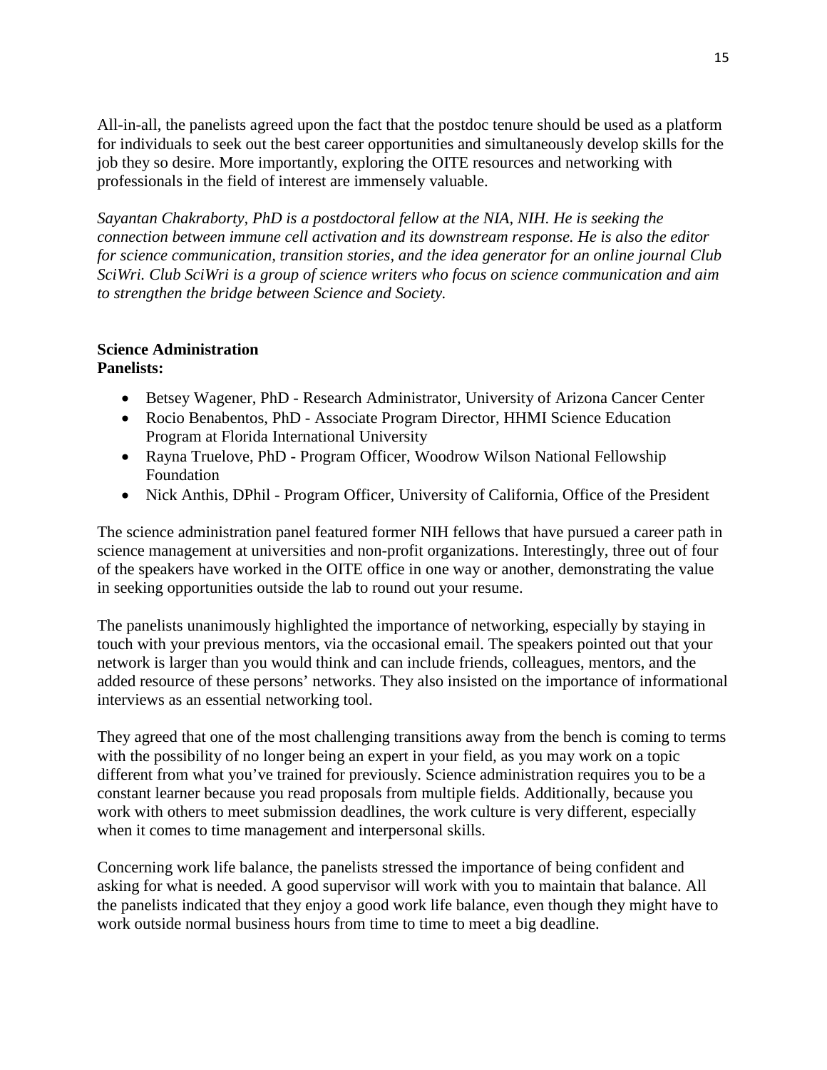All-in-all, the panelists agreed upon the fact that the postdoc tenure should be used as a platform for individuals to seek out the best career opportunities and simultaneously develop skills for the job they so desire. More importantly, exploring the OITE resources and networking with professionals in the field of interest are immensely valuable.

*Sayantan Chakraborty, PhD is a postdoctoral fellow at the NIA, NIH. He is seeking the connection between immune cell activation and its downstream response. He is also the editor for science communication, transition stories, and the idea generator for an online journal Club SciWri. Club SciWri is a group of science writers who focus on science communication and aim to strengthen the bridge between Science and Society.*

**Science Administration**
**Panelists:**

- Betsey Wagener, PhD - Research Administrator, University of Arizona Cancer Center
- Rocio Benabentos, PhD - Associate Program Director, HHMI Science Education Program at Florida International University
- Rayna Truelove, PhD - Program Officer, Woodrow Wilson National Fellowship Foundation
- Nick Anthis, DPhil - Program Officer, University of California, Office of the President

The science administration panel featured former NIH fellows that have pursued a career path in science management at universities and non-profit organizations. Interestingly, three out of four of the speakers have worked in the OITE office in one way or another, demonstrating the value in seeking opportunities outside the lab to round out your resume.

The panelists unanimously highlighted the importance of networking, especially by staying in touch with your previous mentors, via the occasional email. The speakers pointed out that your network is larger than you would think and can include friends, colleagues, mentors, and the added resource of these persons' networks. They also insisted on the importance of informational interviews as an essential networking tool.

They agreed that one of the most challenging transitions away from the bench is coming to terms with the possibility of no longer being an expert in your field, as you may work on a topic different from what you've trained for previously. Science administration requires you to be a constant learner because you read proposals from multiple fields. Additionally, because you work with others to meet submission deadlines, the work culture is very different, especially when it comes to time management and interpersonal skills.

Concerning work life balance, the panelists stressed the importance of being confident and asking for what is needed. A good supervisor will work with you to maintain that balance. All the panelists indicated that they enjoy a good work life balance, even though they might have to work outside normal business hours from time to time to meet a big deadline.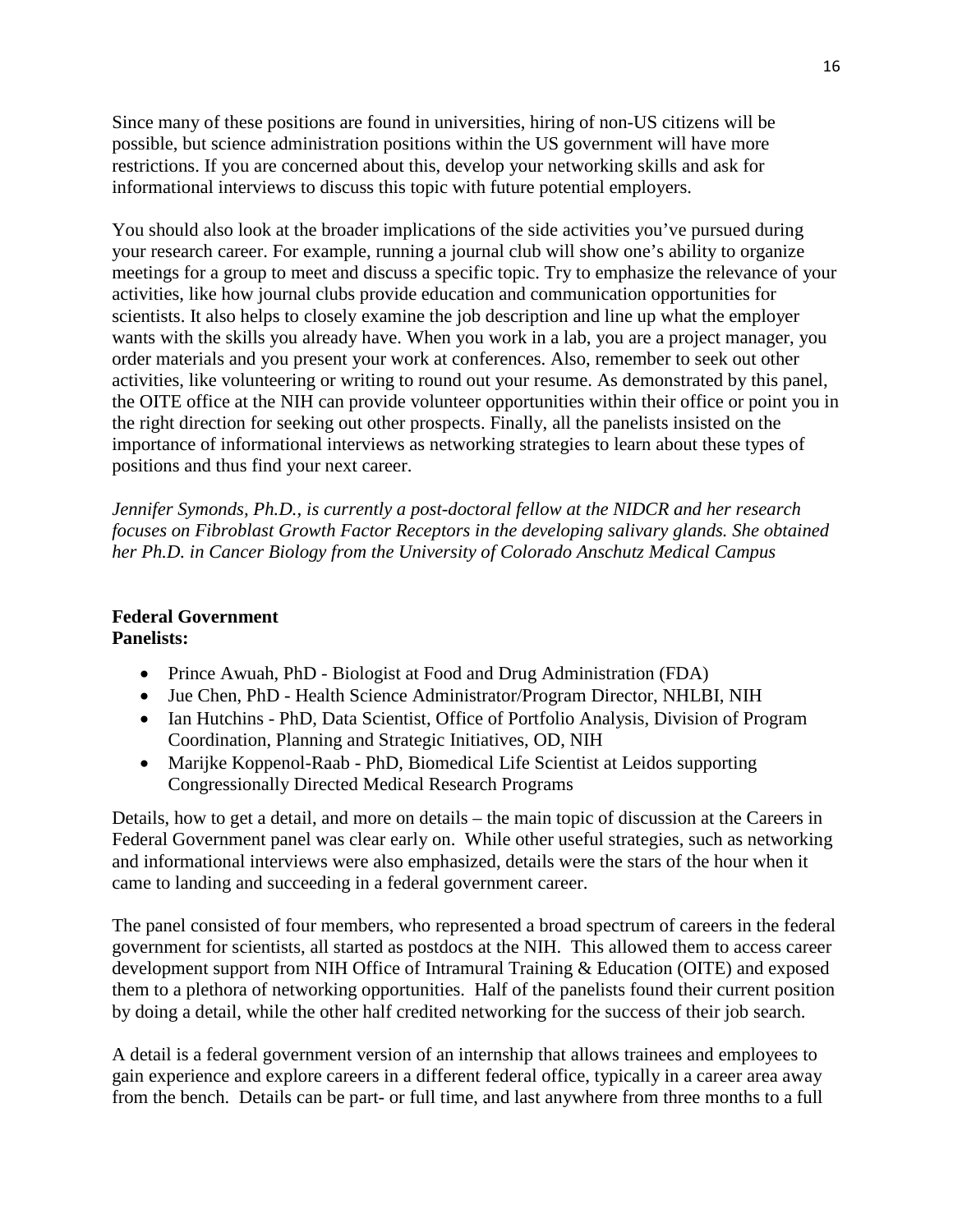Since many of these positions are found in universities, hiring of non-US citizens will be possible, but science administration positions within the US government will have more restrictions. If you are concerned about this, develop your networking skills and ask for informational interviews to discuss this topic with future potential employers.

You should also look at the broader implications of the side activities you've pursued during your research career. For example, running a journal club will show one's ability to organize meetings for a group to meet and discuss a specific topic. Try to emphasize the relevance of your activities, like how journal clubs provide education and communication opportunities for scientists. It also helps to closely examine the job description and line up what the employer wants with the skills you already have. When you work in a lab, you are a project manager, you order materials and you present your work at conferences. Also, remember to seek out other activities, like volunteering or writing to round out your resume. As demonstrated by this panel, the OITE office at the NIH can provide volunteer opportunities within their office or point you in the right direction for seeking out other prospects. Finally, all the panelists insisted on the importance of informational interviews as networking strategies to learn about these types of positions and thus find your next career.

*Jennifer Symonds, Ph.D., is currently a post-doctoral fellow at the NIDCR and her research focuses on Fibroblast Growth Factor Receptors in the developing salivary glands. She obtained her Ph.D. in Cancer Biology from the University of Colorado Anschutz Medical Campus*

**Federal Government**
**Panelists:**

- Prince Awuah, PhD - Biologist at Food and Drug Administration (FDA)
- Jue Chen, PhD - Health Science Administrator/Program Director, NHLBI, NIH
- Ian Hutchins - PhD, Data Scientist, Office of Portfolio Analysis, Division of Program Coordination, Planning and Strategic Initiatives, OD, NIH
- Marijke Koppenol-Raab - PhD, Biomedical Life Scientist at Leidos supporting Congressionally Directed Medical Research Programs

Details, how to get a detail, and more on details – the main topic of discussion at the Careers in Federal Government panel was clear early on. While other useful strategies, such as networking and informational interviews were also emphasized, details were the stars of the hour when it came to landing and succeeding in a federal government career.

The panel consisted of four members, who represented a broad spectrum of careers in the federal government for scientists, all started as postdocs at the NIH. This allowed them to access career development support from NIH Office of Intramural Training & Education (OITE) and exposed them to a plethora of networking opportunities. Half of the panelists found their current position by doing a detail, while the other half credited networking for the success of their job search.

A detail is a federal government version of an internship that allows trainees and employees to gain experience and explore careers in a different federal office, typically in a career area away from the bench. Details can be part- or full time, and last anywhere from three months to a full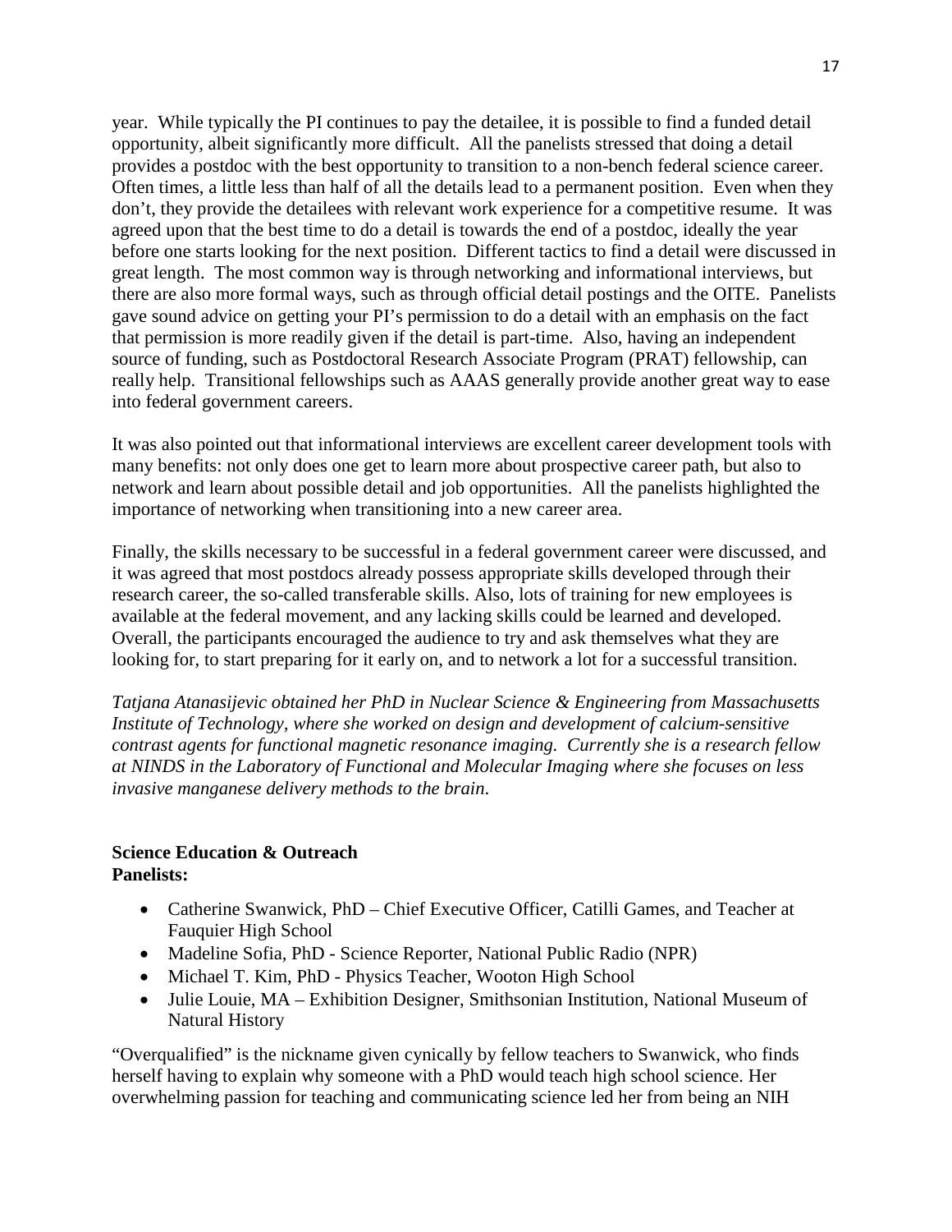year. While typically the PI continues to pay the detailee, it is possible to find a funded detail opportunity, albeit significantly more difficult. All the panelists stressed that doing a detail provides a postdoc with the best opportunity to transition to a non-bench federal science career. Often times, a little less than half of all the details lead to a permanent position. Even when they don't, they provide the detailees with relevant work experience for a competitive resume. It was agreed upon that the best time to do a detail is towards the end of a postdoc, ideally the year before one starts looking for the next position. Different tactics to find a detail were discussed in great length. The most common way is through networking and informational interviews, but there are also more formal ways, such as through official detail postings and the OITE. Panelists gave sound advice on getting your PI's permission to do a detail with an emphasis on the fact that permission is more readily given if the detail is part-time. Also, having an independent source of funding, such as Postdoctoral Research Associate Program (PRAT) fellowship, can really help. Transitional fellowships such as AAAS generally provide another great way to ease into federal government careers.

It was also pointed out that informational interviews are excellent career development tools with many benefits: not only does one get to learn more about prospective career path, but also to network and learn about possible detail and job opportunities. All the panelists highlighted the importance of networking when transitioning into a new career area.

Finally, the skills necessary to be successful in a federal government career were discussed, and it was agreed that most postdocs already possess appropriate skills developed through their research career, the so-called transferable skills. Also, lots of training for new employees is available at the federal movement, and any lacking skills could be learned and developed. Overall, the participants encouraged the audience to try and ask themselves what they are looking for, to start preparing for it early on, and to network a lot for a successful transition.

*Tatjana Atanasijevic obtained her PhD in Nuclear Science & Engineering from Massachusetts Institute of Technology, where she worked on design and development of calcium-sensitive contrast agents for functional magnetic resonance imaging. Currently she is a research fellow at NINDS in the Laboratory of Functional and Molecular Imaging where she focuses on less invasive manganese delivery methods to the brain.*

**Science Education & Outreach**
**Panelists:**

- Catherine Swanwick, PhD – Chief Executive Officer, Catilli Games, and Teacher at Fauquier High School
- Madeline Sofia, PhD - Science Reporter, National Public Radio (NPR)
- Michael T. Kim, PhD - Physics Teacher, Wooton High School
- Julie Louie, MA – Exhibition Designer, Smithsonian Institution, National Museum of Natural History

"Overqualified" is the nickname given cynically by fellow teachers to Swanwick, who finds herself having to explain why someone with a PhD would teach high school science. Her overwhelming passion for teaching and communicating science led her from being an NIH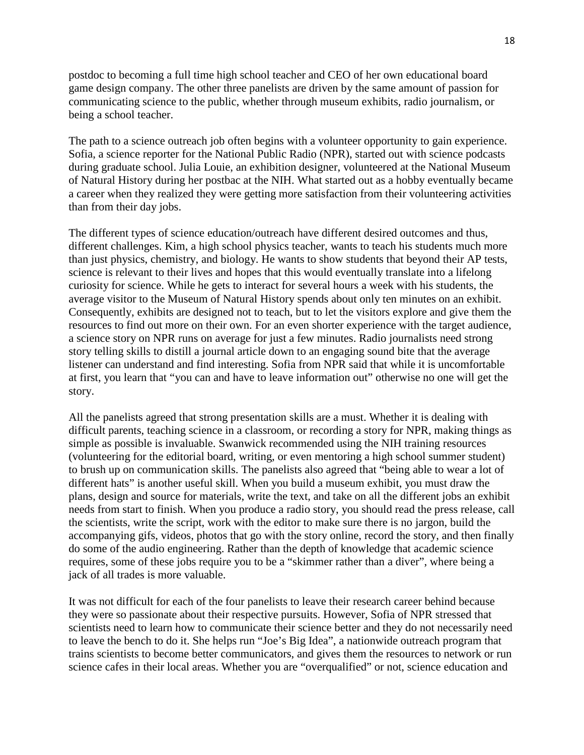postdoc to becoming a full time high school teacher and CEO of her own educational board game design company. The other three panelists are driven by the same amount of passion for communicating science to the public, whether through museum exhibits, radio journalism, or being a school teacher.

The path to a science outreach job often begins with a volunteer opportunity to gain experience. Sofia, a science reporter for the National Public Radio (NPR), started out with science podcasts during graduate school. Julia Louie, an exhibition designer, volunteered at the National Museum of Natural History during her postbac at the NIH. What started out as a hobby eventually became a career when they realized they were getting more satisfaction from their volunteering activities than from their day jobs.

The different types of science education/outreach have different desired outcomes and thus, different challenges. Kim, a high school physics teacher, wants to teach his students much more than just physics, chemistry, and biology. He wants to show students that beyond their AP tests, science is relevant to their lives and hopes that this would eventually translate into a lifelong curiosity for science. While he gets to interact for several hours a week with his students, the average visitor to the Museum of Natural History spends about only ten minutes on an exhibit. Consequently, exhibits are designed not to teach, but to let the visitors explore and give them the resources to find out more on their own. For an even shorter experience with the target audience, a science story on NPR runs on average for just a few minutes. Radio journalists need strong story telling skills to distill a journal article down to an engaging sound bite that the average listener can understand and find interesting. Sofia from NPR said that while it is uncomfortable at first, you learn that "you can and have to leave information out" otherwise no one will get the story.

All the panelists agreed that strong presentation skills are a must. Whether it is dealing with difficult parents, teaching science in a classroom, or recording a story for NPR, making things as simple as possible is invaluable. Swanwick recommended using the NIH training resources (volunteering for the editorial board, writing, or even mentoring a high school summer student) to brush up on communication skills. The panelists also agreed that "being able to wear a lot of different hats" is another useful skill. When you build a museum exhibit, you must draw the plans, design and source for materials, write the text, and take on all the different jobs an exhibit needs from start to finish. When you produce a radio story, you should read the press release, call the scientists, write the script, work with the editor to make sure there is no jargon, build the accompanying gifs, videos, photos that go with the story online, record the story, and then finally do some of the audio engineering. Rather than the depth of knowledge that academic science requires, some of these jobs require you to be a "skimmer rather than a diver", where being a jack of all trades is more valuable.

It was not difficult for each of the four panelists to leave their research career behind because they were so passionate about their respective pursuits. However, Sofia of NPR stressed that scientists need to learn how to communicate their science better and they do not necessarily need to leave the bench to do it. She helps run "Joe's Big Idea", a nationwide outreach program that trains scientists to become better communicators, and gives them the resources to network or run science cafes in their local areas. Whether you are "overqualified" or not, science education and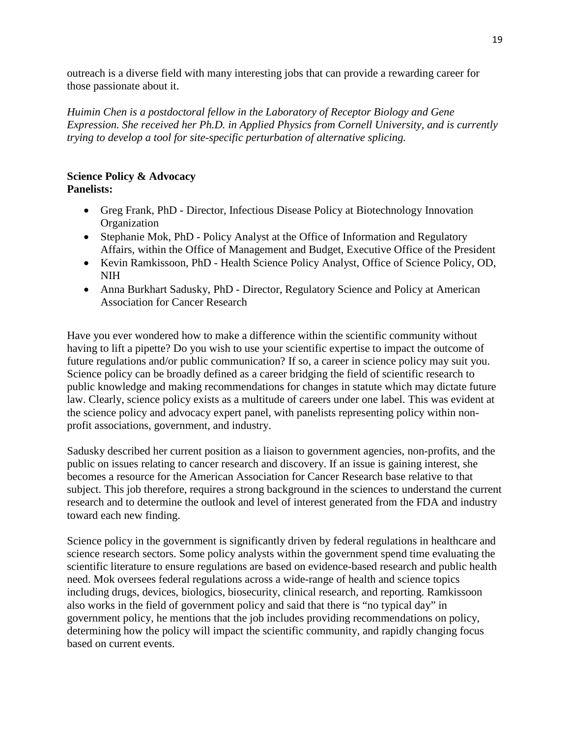outreach is a diverse field with many interesting jobs that can provide a rewarding career for those passionate about it.

*Huimin Chen is a postdoctoral fellow in the Laboratory of Receptor Biology and Gene Expression. She received her Ph.D. in Applied Physics from Cornell University, and is currently trying to develop a tool for site-specific perturbation of alternative splicing.*

**Science Policy & Advocacy**
**Panelists:**

- Greg Frank, PhD - Director, Infectious Disease Policy at Biotechnology Innovation Organization
- Stephanie Mok, PhD - Policy Analyst at the Office of Information and Regulatory Affairs, within the Office of Management and Budget, Executive Office of the President
- Kevin Ramkissoon, PhD - Health Science Policy Analyst, Office of Science Policy, OD, NIH
- Anna Burkhart Sadusky, PhD - Director, Regulatory Science and Policy at American Association for Cancer Research

Have you ever wondered how to make a difference within the scientific community without having to lift a pipette? Do you wish to use your scientific expertise to impact the outcome of future regulations and/or public communication? If so, a career in science policy may suit you. Science policy can be broadly defined as a career bridging the field of scientific research to public knowledge and making recommendations for changes in statute which may dictate future law. Clearly, science policy exists as a multitude of careers under one label. This was evident at the science policy and advocacy expert panel, with panelists representing policy within non-profit associations, government, and industry.

Sadusky described her current position as a liaison to government agencies, non-profits, and the public on issues relating to cancer research and discovery. If an issue is gaining interest, she becomes a resource for the American Association for Cancer Research base relative to that subject. This job therefore, requires a strong background in the sciences to understand the current research and to determine the outlook and level of interest generated from the FDA and industry toward each new finding.

Science policy in the government is significantly driven by federal regulations in healthcare and science research sectors. Some policy analysts within the government spend time evaluating the scientific literature to ensure regulations are based on evidence-based research and public health need. Mok oversees federal regulations across a wide-range of health and science topics including drugs, devices, biologics, biosecurity, clinical research, and reporting. Ramkissoon also works in the field of government policy and said that there is "no typical day" in government policy, he mentions that the job includes providing recommendations on policy, determining how the policy will impact the scientific community, and rapidly changing focus based on current events.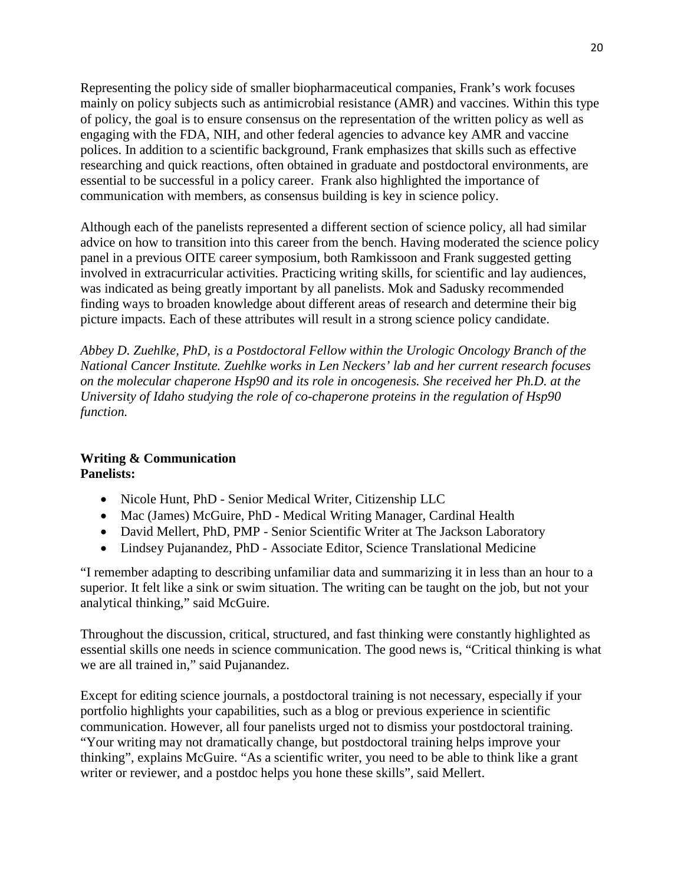Representing the policy side of smaller biopharmaceutical companies, Frank's work focuses mainly on policy subjects such as antimicrobial resistance (AMR) and vaccines. Within this type of policy, the goal is to ensure consensus on the representation of the written policy as well as engaging with the FDA, NIH, and other federal agencies to advance key AMR and vaccine polices. In addition to a scientific background, Frank emphasizes that skills such as effective researching and quick reactions, often obtained in graduate and postdoctoral environments, are essential to be successful in a policy career. Frank also highlighted the importance of communication with members, as consensus building is key in science policy.

Although each of the panelists represented a different section of science policy, all had similar advice on how to transition into this career from the bench. Having moderated the science policy panel in a previous OITE career symposium, both Ramkissoon and Frank suggested getting involved in extracurricular activities. Practicing writing skills, for scientific and lay audiences, was indicated as being greatly important by all panelists. Mok and Sadusky recommended finding ways to broaden knowledge about different areas of research and determine their big picture impacts. Each of these attributes will result in a strong science policy candidate.

*Abbey D. Zuehlke, PhD, is a Postdoctoral Fellow within the Urologic Oncology Branch of the National Cancer Institute. Zuehlke works in Len Neckers' lab and her current research focuses on the molecular chaperone Hsp90 and its role in oncogenesis. She received her Ph.D. at the University of Idaho studying the role of co-chaperone proteins in the regulation of Hsp90 function.*

**Writing & Communication**
**Panelists:**

- Nicole Hunt, PhD - Senior Medical Writer, Citizenship LLC
- Mac (James) McGuire, PhD - Medical Writing Manager, Cardinal Health
- David Mellert, PhD, PMP - Senior Scientific Writer at The Jackson Laboratory
- Lindsey Pujanandez, PhD - Associate Editor, Science Translational Medicine

"I remember adapting to describing unfamiliar data and summarizing it in less than an hour to a superior. It felt like a sink or swim situation. The writing can be taught on the job, but not your analytical thinking," said McGuire.

Throughout the discussion, critical, structured, and fast thinking were constantly highlighted as essential skills one needs in science communication. The good news is, "Critical thinking is what we are all trained in," said Pujanandez.

Except for editing science journals, a postdoctoral training is not necessary, especially if your portfolio highlights your capabilities, such as a blog or previous experience in scientific communication. However, all four panelists urged not to dismiss your postdoctoral training. "Your writing may not dramatically change, but postdoctoral training helps improve your thinking", explains McGuire. "As a scientific writer, you need to be able to think like a grant writer or reviewer, and a postdoc helps you hone these skills", said Mellert.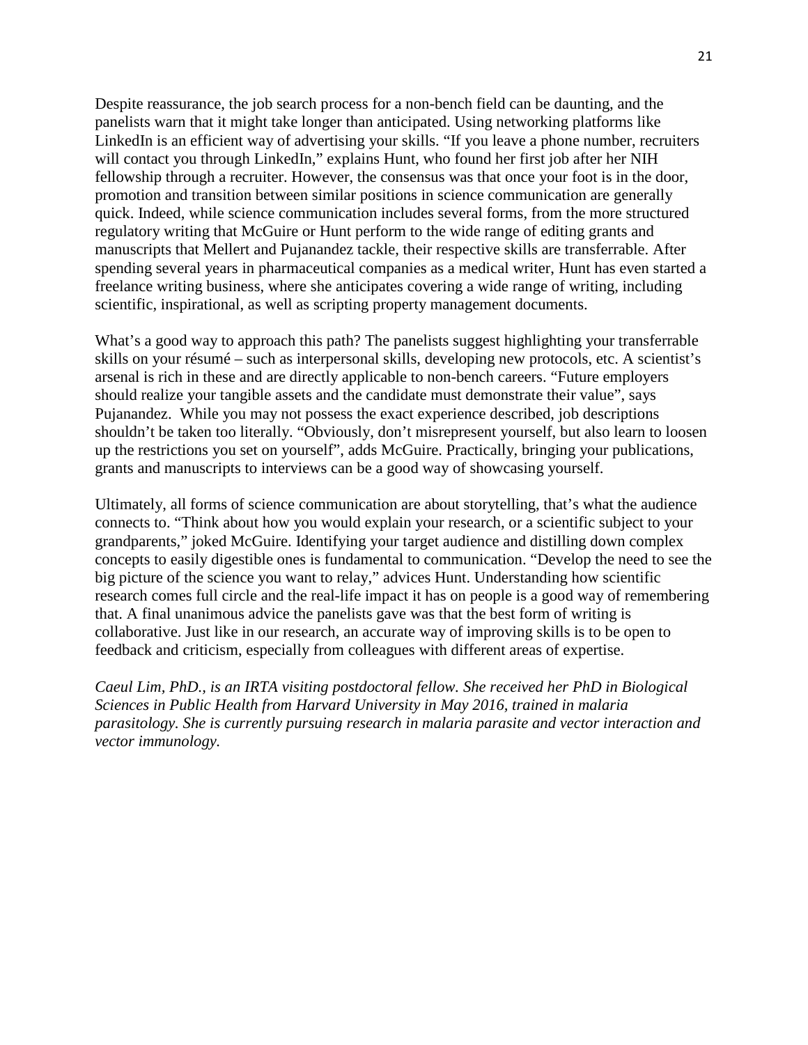Despite reassurance, the job search process for a non-bench field can be daunting, and the panelists warn that it might take longer than anticipated. Using networking platforms like LinkedIn is an efficient way of advertising your skills. "If you leave a phone number, recruiters will contact you through LinkedIn," explains Hunt, who found her first job after her NIH fellowship through a recruiter. However, the consensus was that once your foot is in the door, promotion and transition between similar positions in science communication are generally quick. Indeed, while science communication includes several forms, from the more structured regulatory writing that McGuire or Hunt perform to the wide range of editing grants and manuscripts that Mellert and Pujanandez tackle, their respective skills are transferrable. After spending several years in pharmaceutical companies as a medical writer, Hunt has even started a freelance writing business, where she anticipates covering a wide range of writing, including scientific, inspirational, as well as scripting property management documents.

What's a good way to approach this path? The panelists suggest highlighting your transferrable skills on your résumé – such as interpersonal skills, developing new protocols, etc. A scientist's arsenal is rich in these and are directly applicable to non-bench careers. "Future employers should realize your tangible assets and the candidate must demonstrate their value", says Pujanandez. While you may not possess the exact experience described, job descriptions shouldn't be taken too literally. "Obviously, don't misrepresent yourself, but also learn to loosen up the restrictions you set on yourself", adds McGuire. Practically, bringing your publications, grants and manuscripts to interviews can be a good way of showcasing yourself.

Ultimately, all forms of science communication are about storytelling, that's what the audience connects to. "Think about how you would explain your research, or a scientific subject to your grandparents," joked McGuire. Identifying your target audience and distilling down complex concepts to easily digestible ones is fundamental to communication. "Develop the need to see the big picture of the science you want to relay," advices Hunt. Understanding how scientific research comes full circle and the real-life impact it has on people is a good way of remembering that. A final unanimous advice the panelists gave was that the best form of writing is collaborative. Just like in our research, an accurate way of improving skills is to be open to feedback and criticism, especially from colleagues with different areas of expertise.

*Caeul Lim, PhD., is an IRTA visiting postdoctoral fellow. She received her PhD in Biological Sciences in Public Health from Harvard University in May 2016, trained in malaria parasitology. She is currently pursuing research in malaria parasite and vector interaction and vector immunology.*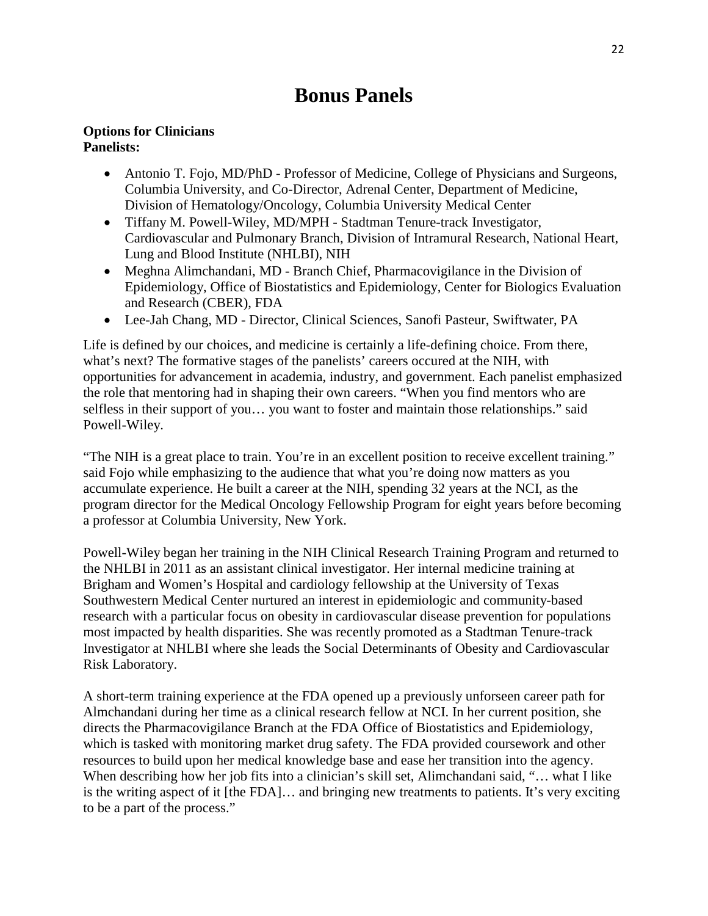# Bonus Panels

**Options for Clinicians**
**Panelists:**

- Antonio T. Fojo, MD/PhD - Professor of Medicine, College of Physicians and Surgeons, Columbia University, and Co-Director, Adrenal Center, Department of Medicine, Division of Hematology/Oncology, Columbia University Medical Center
- Tiffany M. Powell-Wiley, MD/MPH - Stadtman Tenure-track Investigator, Cardiovascular and Pulmonary Branch, Division of Intramural Research, National Heart, Lung and Blood Institute (NHLBI), NIH
- Meghna Alimchandani, MD - Branch Chief, Pharmacovigilance in the Division of Epidemiology, Office of Biostatistics and Epidemiology, Center for Biologics Evaluation and Research (CBER), FDA
- Lee-Jah Chang, MD - Director, Clinical Sciences, Sanofi Pasteur, Swiftwater, PA

Life is defined by our choices, and medicine is certainly a life-defining choice. From there, what's next? The formative stages of the panelists' careers occured at the NIH, with opportunities for advancement in academia, industry, and government. Each panelist emphasized the role that mentoring had in shaping their own careers. "When you find mentors who are selfless in their support of you… you want to foster and maintain those relationships." said Powell-Wiley.

"The NIH is a great place to train. You're in an excellent position to receive excellent training." said Fojo while emphasizing to the audience that what you're doing now matters as you accumulate experience. He built a career at the NIH, spending 32 years at the NCI, as the program director for the Medical Oncology Fellowship Program for eight years before becoming a professor at Columbia University, New York.

Powell-Wiley began her training in the NIH Clinical Research Training Program and returned to the NHLBI in 2011 as an assistant clinical investigator. Her internal medicine training at Brigham and Women's Hospital and cardiology fellowship at the University of Texas Southwestern Medical Center nurtured an interest in epidemiologic and community-based research with a particular focus on obesity in cardiovascular disease prevention for populations most impacted by health disparities. She was recently promoted as a Stadtman Tenure-track Investigator at NHLBI where she leads the Social Determinants of Obesity and Cardiovascular Risk Laboratory.

A short-term training experience at the FDA opened up a previously unforseen career path for Almchandani during her time as a clinical research fellow at NCI. In her current position, she directs the Pharmacovigilance Branch at the FDA Office of Biostatistics and Epidemiology, which is tasked with monitoring market drug safety. The FDA provided coursework and other resources to build upon her medical knowledge base and ease her transition into the agency. When describing how her job fits into a clinician's skill set, Alimchandani said, "… what I like is the writing aspect of it [the FDA]… and bringing new treatments to patients. It's very exciting to be a part of the process."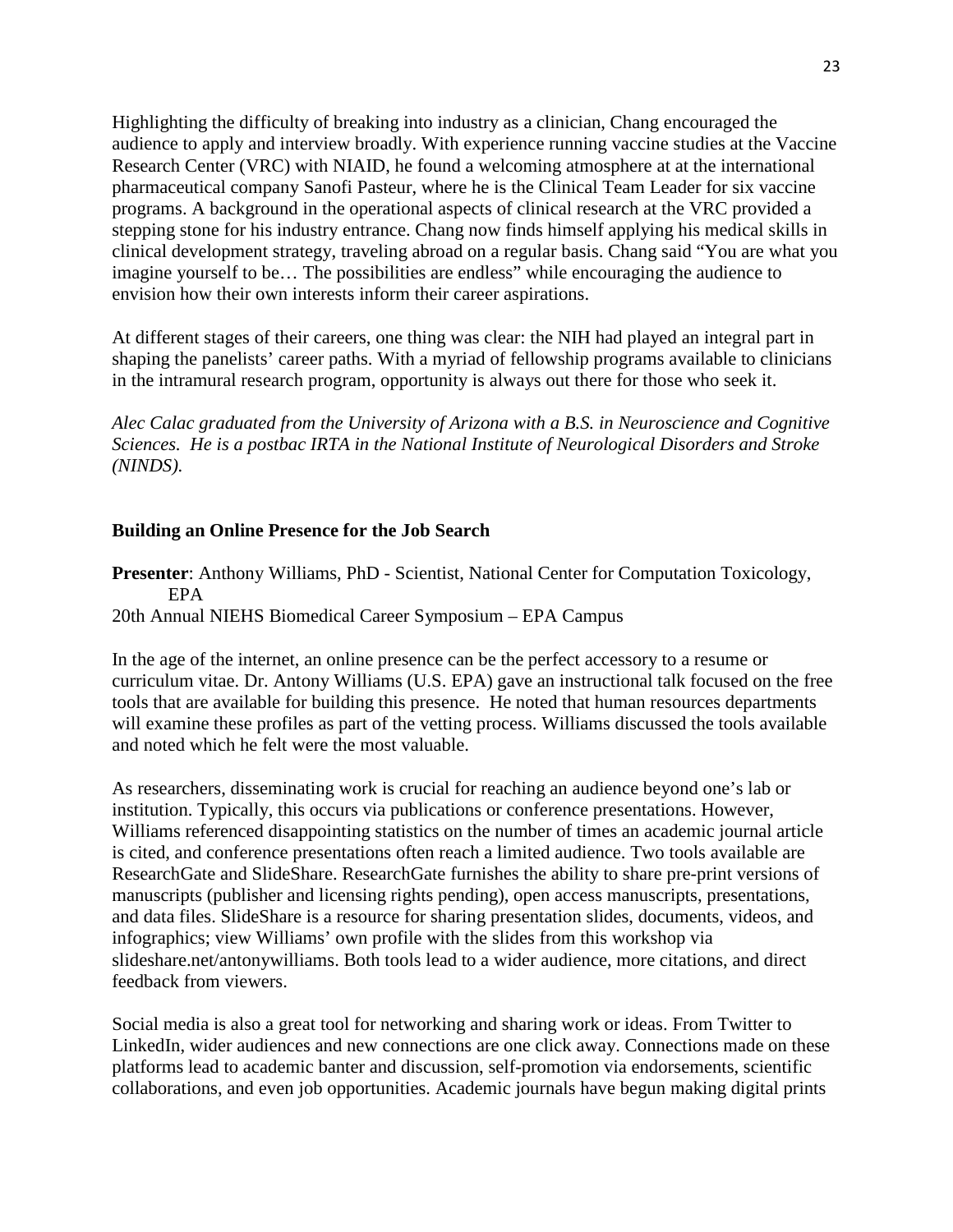Highlighting the difficulty of breaking into industry as a clinician, Chang encouraged the audience to apply and interview broadly. With experience running vaccine studies at the Vaccine Research Center (VRC) with NIAID, he found a welcoming atmosphere at at the international pharmaceutical company Sanofi Pasteur, where he is the Clinical Team Leader for six vaccine programs. A background in the operational aspects of clinical research at the VRC provided a stepping stone for his industry entrance. Chang now finds himself applying his medical skills in clinical development strategy, traveling abroad on a regular basis. Chang said "You are what you imagine yourself to be… The possibilities are endless" while encouraging the audience to envision how their own interests inform their career aspirations.

At different stages of their careers, one thing was clear: the NIH had played an integral part in shaping the panelists' career paths. With a myriad of fellowship programs available to clinicians in the intramural research program, opportunity is always out there for those who seek it.

*Alec Calac graduated from the University of Arizona with a B.S. in Neuroscience and Cognitive Sciences. He is a postbac IRTA in the National Institute of Neurological Disorders and Stroke (NINDS).*

**Building an Online Presence for the Job Search**

**Presenter**: Anthony Williams, PhD - Scientist, National Center for Computation Toxicology, EPA
20th Annual NIEHS Biomedical Career Symposium – EPA Campus

In the age of the internet, an online presence can be the perfect accessory to a resume or curriculum vitae. Dr. Antony Williams (U.S. EPA) gave an instructional talk focused on the free tools that are available for building this presence. He noted that human resources departments will examine these profiles as part of the vetting process. Williams discussed the tools available and noted which he felt were the most valuable.

As researchers, disseminating work is crucial for reaching an audience beyond one's lab or institution. Typically, this occurs via publications or conference presentations. However, Williams referenced disappointing statistics on the number of times an academic journal article is cited, and conference presentations often reach a limited audience. Two tools available are ResearchGate and SlideShare. ResearchGate furnishes the ability to share pre-print versions of manuscripts (publisher and licensing rights pending), open access manuscripts, presentations, and data files. SlideShare is a resource for sharing presentation slides, documents, videos, and infographics; view Williams' own profile with the slides from this workshop via slideshare.net/antonywilliams. Both tools lead to a wider audience, more citations, and direct feedback from viewers.

Social media is also a great tool for networking and sharing work or ideas. From Twitter to LinkedIn, wider audiences and new connections are one click away. Connections made on these platforms lead to academic banter and discussion, self-promotion via endorsements, scientific collaborations, and even job opportunities. Academic journals have begun making digital prints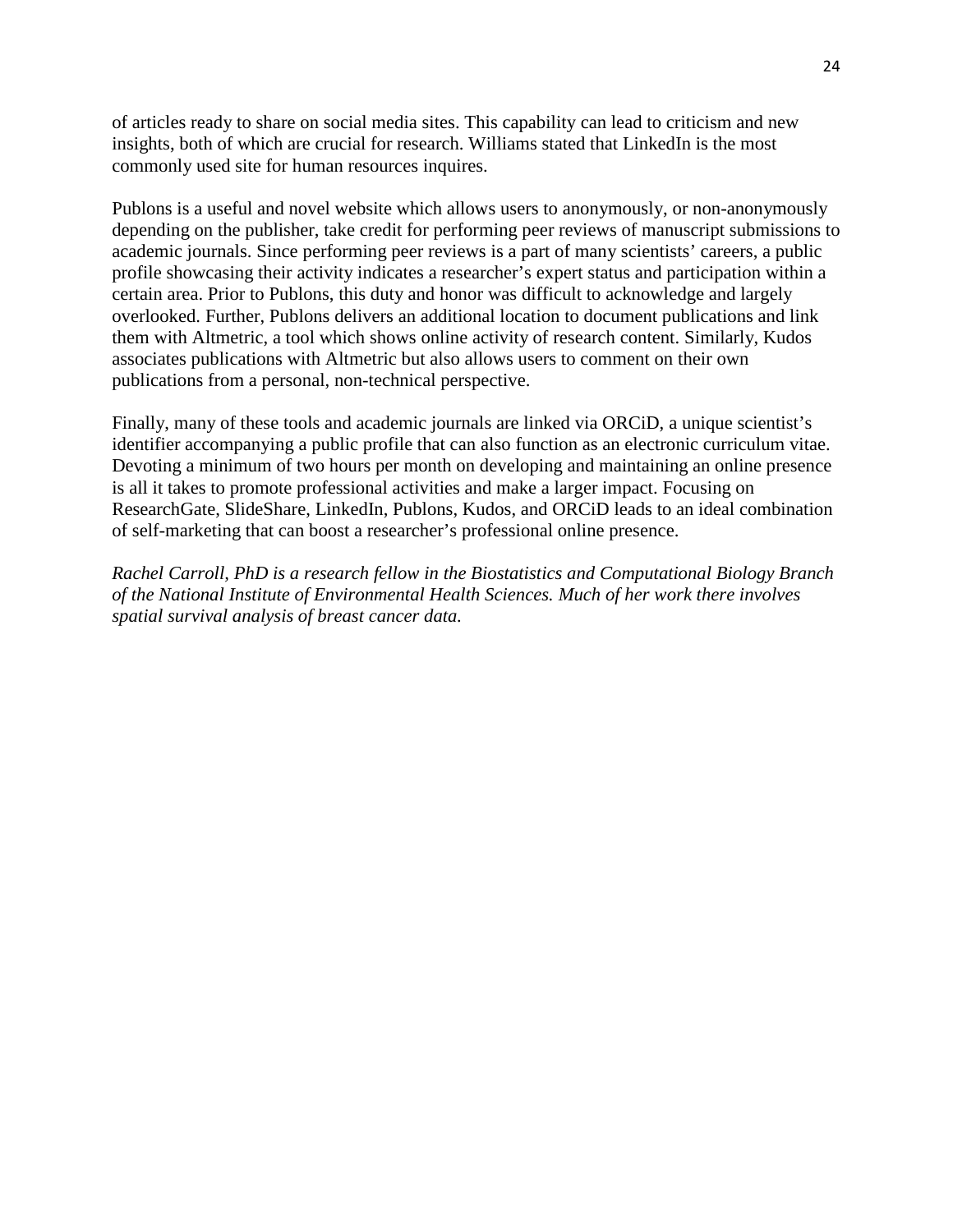of articles ready to share on social media sites. This capability can lead to criticism and new insights, both of which are crucial for research. Williams stated that LinkedIn is the most commonly used site for human resources inquires.

Publons is a useful and novel website which allows users to anonymously, or non-anonymously depending on the publisher, take credit for performing peer reviews of manuscript submissions to academic journals. Since performing peer reviews is a part of many scientists' careers, a public profile showcasing their activity indicates a researcher's expert status and participation within a certain area. Prior to Publons, this duty and honor was difficult to acknowledge and largely overlooked. Further, Publons delivers an additional location to document publications and link them with Altmetric, a tool which shows online activity of research content. Similarly, Kudos associates publications with Altmetric but also allows users to comment on their own publications from a personal, non-technical perspective.

Finally, many of these tools and academic journals are linked via ORCiD, a unique scientist's identifier accompanying a public profile that can also function as an electronic curriculum vitae. Devoting a minimum of two hours per month on developing and maintaining an online presence is all it takes to promote professional activities and make a larger impact. Focusing on ResearchGate, SlideShare, LinkedIn, Publons, Kudos, and ORCiD leads to an ideal combination of self-marketing that can boost a researcher's professional online presence.

*Rachel Carroll, PhD is a research fellow in the Biostatistics and Computational Biology Branch of the National Institute of Environmental Health Sciences. Much of her work there involves spatial survival analysis of breast cancer data.*